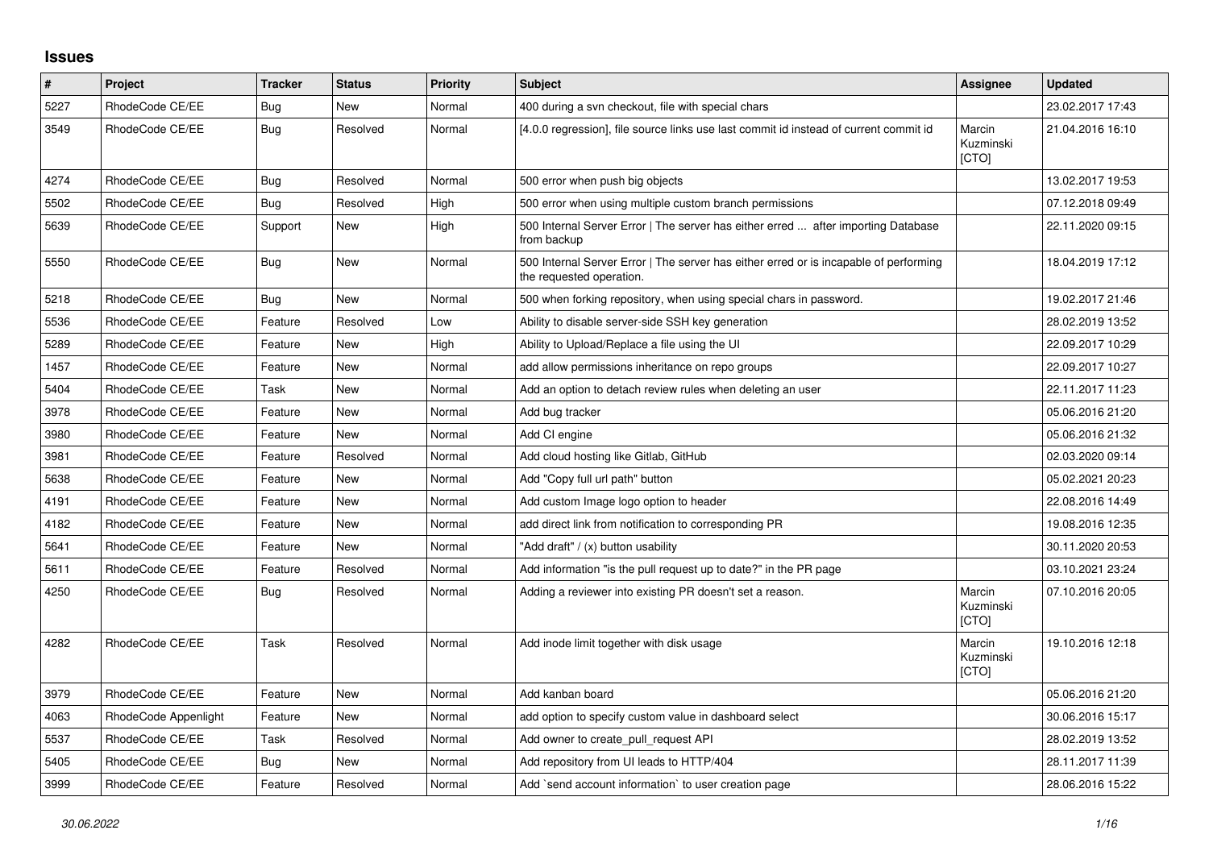## Issues

| # | Project | Tracker | Status | Priority | Subject | Assignee | Updated |
|---|---|---|---|---|---|---|---|
| 5227 | RhodeCode CE/EE | Bug | New | Normal | 400 during a svn checkout, file with special chars | | 23.02.2017 17:43 |
| 3549 | RhodeCode CE/EE | Bug | Resolved | Normal | [4.0.0 regression], file source links use last commit id instead of current commit id | Marcin Kuzminski [CTO] | 21.04.2016 16:10 |
| 4274 | RhodeCode CE/EE | Bug | Resolved | Normal | 500 error when push big objects | | 13.02.2017 19:53 |
| 5502 | RhodeCode CE/EE | Bug | Resolved | High | 500 error when using multiple custom branch permissions | | 07.12.2018 09:49 |
| 5639 | RhodeCode CE/EE | Support | New | High | 500 Internal Server Error \| The server has either erred ... after importing Database from backup | | 22.11.2020 09:15 |
| 5550 | RhodeCode CE/EE | Bug | New | Normal | 500 Internal Server Error \| The server has either erred or is incapable of performing the requested operation. | | 18.04.2019 17:12 |
| 5218 | RhodeCode CE/EE | Bug | New | Normal | 500 when forking repository, when using special chars in password. | | 19.02.2017 21:46 |
| 5536 | RhodeCode CE/EE | Feature | Resolved | Low | Ability to disable server-side SSH key generation | | 28.02.2019 13:52 |
| 5289 | RhodeCode CE/EE | Feature | New | High | Ability to Upload/Replace a file using the UI | | 22.09.2017 10:29 |
| 1457 | RhodeCode CE/EE | Feature | New | Normal | add allow permissions inheritance on repo groups | | 22.09.2017 10:27 |
| 5404 | RhodeCode CE/EE | Task | New | Normal | Add an option to detach review rules when deleting an user | | 22.11.2017 11:23 |
| 3978 | RhodeCode CE/EE | Feature | New | Normal | Add bug tracker | | 05.06.2016 21:20 |
| 3980 | RhodeCode CE/EE | Feature | New | Normal | Add CI engine | | 05.06.2016 21:32 |
| 3981 | RhodeCode CE/EE | Feature | Resolved | Normal | Add cloud hosting like Gitlab, GitHub | | 02.03.2020 09:14 |
| 5638 | RhodeCode CE/EE | Feature | New | Normal | Add "Copy full url path" button | | 05.02.2021 20:23 |
| 4191 | RhodeCode CE/EE | Feature | New | Normal | Add custom Image logo option to header | | 22.08.2016 14:49 |
| 4182 | RhodeCode CE/EE | Feature | New | Normal | add direct link from notification to corresponding PR | | 19.08.2016 12:35 |
| 5641 | RhodeCode CE/EE | Feature | New | Normal | "Add draft" / (x) button usability | | 30.11.2020 20:53 |
| 5611 | RhodeCode CE/EE | Feature | Resolved | Normal | Add information "is the pull request up to date?" in the PR page | | 03.10.2021 23:24 |
| 4250 | RhodeCode CE/EE | Bug | Resolved | Normal | Adding a reviewer into existing PR doesn't set a reason. | Marcin Kuzminski [CTO] | 07.10.2016 20:05 |
| 4282 | RhodeCode CE/EE | Task | Resolved | Normal | Add inode limit together with disk usage | Marcin Kuzminski [CTO] | 19.10.2016 12:18 |
| 3979 | RhodeCode CE/EE | Feature | New | Normal | Add kanban board | | 05.06.2016 21:20 |
| 4063 | RhodeCode Appenlight | Feature | New | Normal | add option to specify custom value in dashboard select | | 30.06.2016 15:17 |
| 5537 | RhodeCode CE/EE | Task | Resolved | Normal | Add owner to create_pull_request API | | 28.02.2019 13:52 |
| 5405 | RhodeCode CE/EE | Bug | New | Normal | Add repository from UI leads to HTTP/404 | | 28.11.2017 11:39 |
| 3999 | RhodeCode CE/EE | Feature | Resolved | Normal | Add `send account information` to user creation page | | 28.06.2016 15:22 |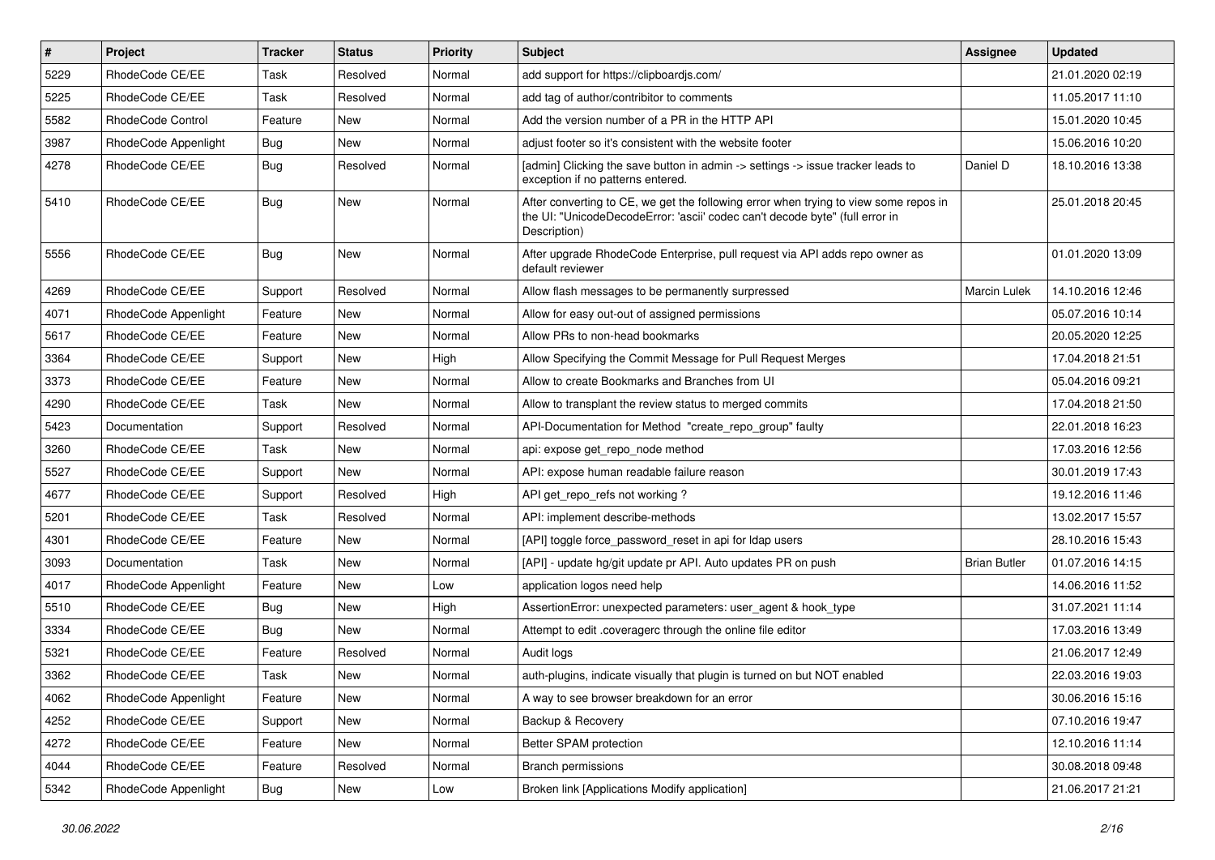| # | Project | Tracker | Status | Priority | Subject | Assignee | Updated |
|---|---|---|---|---|---|---|---|
| 5229 | RhodeCode CE/EE | Task | Resolved | Normal | add support for https://clipboardjs.com/ | | 21.01.2020 02:19 |
| 5225 | RhodeCode CE/EE | Task | Resolved | Normal | add tag of author/contribitor to comments | | 11.05.2017 11:10 |
| 5582 | RhodeCode Control | Feature | New | Normal | Add the version number of a PR in the HTTP API | | 15.01.2020 10:45 |
| 3987 | RhodeCode Appenlight | Bug | New | Normal | adjust footer so it's consistent with the website footer | | 15.06.2016 10:20 |
| 4278 | RhodeCode CE/EE | Bug | Resolved | Normal | [admin] Clicking the save button in admin -> settings -> issue tracker leads to exception if no patterns entered. | Daniel D | 18.10.2016 13:38 |
| 5410 | RhodeCode CE/EE | Bug | New | Normal | After converting to CE, we get the following error when trying to view some repos in the UI: "UnicodeDecodeError: 'ascii' codec can't decode byte" (full error in Description) | | 25.01.2018 20:45 |
| 5556 | RhodeCode CE/EE | Bug | New | Normal | After upgrade RhodeCode Enterprise, pull request via API adds repo owner as default reviewer | | 01.01.2020 13:09 |
| 4269 | RhodeCode CE/EE | Support | Resolved | Normal | Allow flash messages to be permanently surpressed | Marcin Lulek | 14.10.2016 12:46 |
| 4071 | RhodeCode Appenlight | Feature | New | Normal | Allow for easy out-out of assigned permissions | | 05.07.2016 10:14 |
| 5617 | RhodeCode CE/EE | Feature | New | Normal | Allow PRs to non-head bookmarks | | 20.05.2020 12:25 |
| 3364 | RhodeCode CE/EE | Support | New | High | Allow Specifying the Commit Message for Pull Request Merges | | 17.04.2018 21:51 |
| 3373 | RhodeCode CE/EE | Feature | New | Normal | Allow to create Bookmarks and Branches from UI | | 05.04.2016 09:21 |
| 4290 | RhodeCode CE/EE | Task | New | Normal | Allow to transplant the review status to merged commits | | 17.04.2018 21:50 |
| 5423 | Documentation | Support | Resolved | Normal | API-Documentation for Method "create_repo_group" faulty | | 22.01.2018 16:23 |
| 3260 | RhodeCode CE/EE | Task | New | Normal | api: expose get_repo_node method | | 17.03.2016 12:56 |
| 5527 | RhodeCode CE/EE | Support | New | Normal | API: expose human readable failure reason | | 30.01.2019 17:43 |
| 4677 | RhodeCode CE/EE | Support | Resolved | High | API get_repo_refs not working ? | | 19.12.2016 11:46 |
| 5201 | RhodeCode CE/EE | Task | Resolved | Normal | API: implement describe-methods | | 13.02.2017 15:57 |
| 4301 | RhodeCode CE/EE | Feature | New | Normal | [API] toggle force_password_reset in api for ldap users | | 28.10.2016 15:43 |
| 3093 | Documentation | Task | New | Normal | [API] - update hg/git update pr API. Auto updates PR on push | Brian Butler | 01.07.2016 14:15 |
| 4017 | RhodeCode Appenlight | Feature | New | Low | application logos need help | | 14.06.2016 11:52 |
| 5510 | RhodeCode CE/EE | Bug | New | High | AssertionError: unexpected parameters: user_agent & hook_type | | 31.07.2021 11:14 |
| 3334 | RhodeCode CE/EE | Bug | New | Normal | Attempt to edit .coveragerc through the online file editor | | 17.03.2016 13:49 |
| 5321 | RhodeCode CE/EE | Feature | Resolved | Normal | Audit logs | | 21.06.2017 12:49 |
| 3362 | RhodeCode CE/EE | Task | New | Normal | auth-plugins, indicate visually that plugin is turned on but NOT enabled | | 22.03.2016 19:03 |
| 4062 | RhodeCode Appenlight | Feature | New | Normal | A way to see browser breakdown for an error | | 30.06.2016 15:16 |
| 4252 | RhodeCode CE/EE | Support | New | Normal | Backup & Recovery | | 07.10.2016 19:47 |
| 4272 | RhodeCode CE/EE | Feature | New | Normal | Better SPAM protection | | 12.10.2016 11:14 |
| 4044 | RhodeCode CE/EE | Feature | Resolved | Normal | Branch permissions | | 30.08.2018 09:48 |
| 5342 | RhodeCode Appenlight | Bug | New | Low | Broken link [Applications Modify application] | | 21.06.2017 21:21 |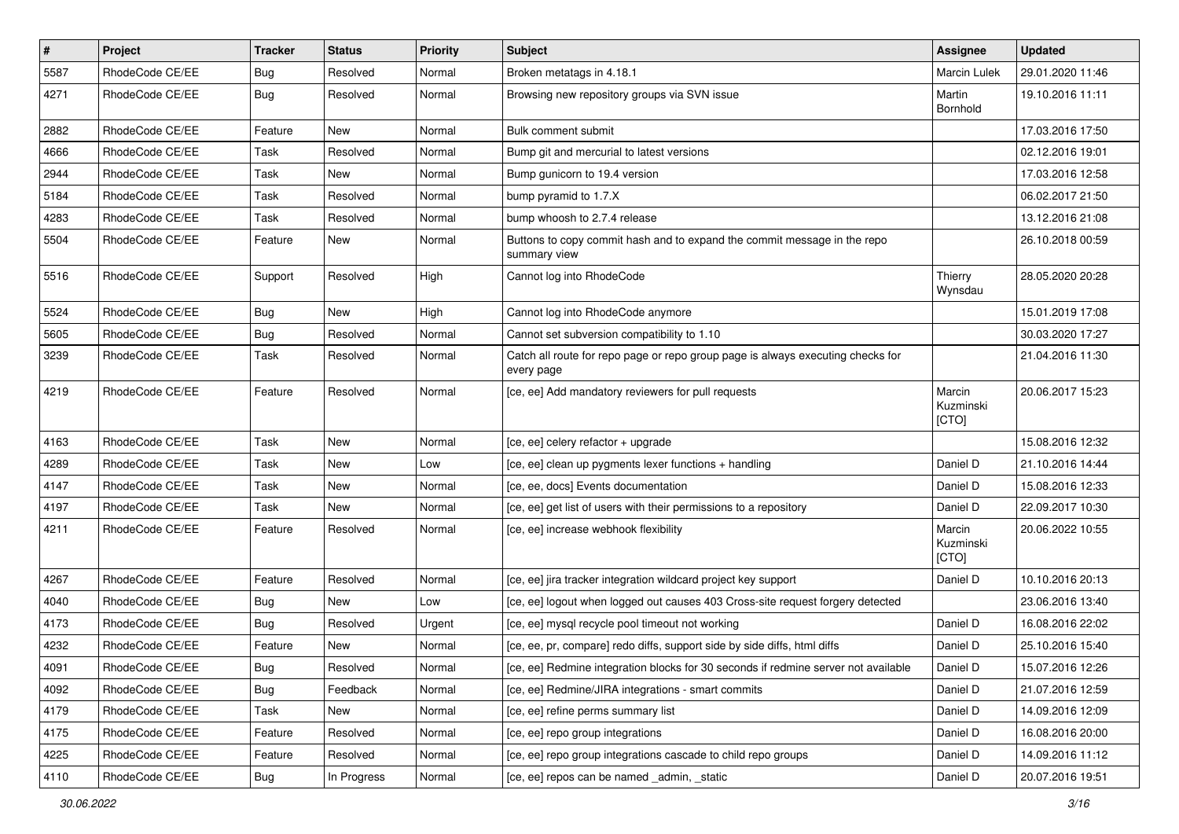| # | Project | Tracker | Status | Priority | Subject | Assignee | Updated |
|---|---|---|---|---|---|---|---|
| 5587 | RhodeCode CE/EE | Bug | Resolved | Normal | Broken metatags in 4.18.1 | Marcin Lulek | 29.01.2020 11:46 |
| 4271 | RhodeCode CE/EE | Bug | Resolved | Normal | Browsing new repository groups via SVN issue | Martin Bornhold | 19.10.2016 11:11 |
| 2882 | RhodeCode CE/EE | Feature | New | Normal | Bulk comment submit | | 17.03.2016 17:50 |
| 4666 | RhodeCode CE/EE | Task | Resolved | Normal | Bump git and mercurial to latest versions | | 02.12.2016 19:01 |
| 2944 | RhodeCode CE/EE | Task | New | Normal | Bump gunicorn to 19.4 version | | 17.03.2016 12:58 |
| 5184 | RhodeCode CE/EE | Task | Resolved | Normal | bump pyramid to 1.7.X | | 06.02.2017 21:50 |
| 4283 | RhodeCode CE/EE | Task | Resolved | Normal | bump whoosh to 2.7.4 release | | 13.12.2016 21:08 |
| 5504 | RhodeCode CE/EE | Feature | New | Normal | Buttons to copy commit hash and to expand the commit message in the repo summary view | | 26.10.2018 00:59 |
| 5516 | RhodeCode CE/EE | Support | Resolved | High | Cannot log into RhodeCode | Thierry Wynsdau | 28.05.2020 20:28 |
| 5524 | RhodeCode CE/EE | Bug | New | High | Cannot log into RhodeCode anymore | | 15.01.2019 17:08 |
| 5605 | RhodeCode CE/EE | Bug | Resolved | Normal | Cannot set subversion compatibility to 1.10 | | 30.03.2020 17:27 |
| 3239 | RhodeCode CE/EE | Task | Resolved | Normal | Catch all route for repo page or repo group page is always executing checks for every page | | 21.04.2016 11:30 |
| 4219 | RhodeCode CE/EE | Feature | Resolved | Normal | [ce, ee] Add mandatory reviewers for pull requests | Marcin Kuzminski [CTO] | 20.06.2017 15:23 |
| 4163 | RhodeCode CE/EE | Task | New | Normal | [ce, ee] celery refactor + upgrade | | 15.08.2016 12:32 |
| 4289 | RhodeCode CE/EE | Task | New | Low | [ce, ee] clean up pygments lexer functions + handling | Daniel D | 21.10.2016 14:44 |
| 4147 | RhodeCode CE/EE | Task | New | Normal | [ce, ee, docs] Events documentation | Daniel D | 15.08.2016 12:33 |
| 4197 | RhodeCode CE/EE | Task | New | Normal | [ce, ee] get list of users with their permissions to a repository | Daniel D | 22.09.2017 10:30 |
| 4211 | RhodeCode CE/EE | Feature | Resolved | Normal | [ce, ee] increase webhook flexibility | Marcin Kuzminski [CTO] | 20.06.2022 10:55 |
| 4267 | RhodeCode CE/EE | Feature | Resolved | Normal | [ce, ee] jira tracker integration wildcard project key support | Daniel D | 10.10.2016 20:13 |
| 4040 | RhodeCode CE/EE | Bug | New | Low | [ce, ee] logout when logged out causes 403 Cross-site request forgery detected | | 23.06.2016 13:40 |
| 4173 | RhodeCode CE/EE | Bug | Resolved | Urgent | [ce, ee] mysql recycle pool timeout not working | Daniel D | 16.08.2016 22:02 |
| 4232 | RhodeCode CE/EE | Feature | New | Normal | [ce, ee, pr, compare] redo diffs, support side by side diffs, html diffs | Daniel D | 25.10.2016 15:40 |
| 4091 | RhodeCode CE/EE | Bug | Resolved | Normal | [ce, ee] Redmine integration blocks for 30 seconds if redmine server not available | Daniel D | 15.07.2016 12:26 |
| 4092 | RhodeCode CE/EE | Bug | Feedback | Normal | [ce, ee] Redmine/JIRA integrations - smart commits | Daniel D | 21.07.2016 12:59 |
| 4179 | RhodeCode CE/EE | Task | New | Normal | [ce, ee] refine perms summary list | Daniel D | 14.09.2016 12:09 |
| 4175 | RhodeCode CE/EE | Feature | Resolved | Normal | [ce, ee] repo group integrations | Daniel D | 16.08.2016 20:00 |
| 4225 | RhodeCode CE/EE | Feature | Resolved | Normal | [ce, ee] repo group integrations cascade to child repo groups | Daniel D | 14.09.2016 11:12 |
| 4110 | RhodeCode CE/EE | Bug | In Progress | Normal | [ce, ee] repos can be named _admin, _static | Daniel D | 20.07.2016 19:51 |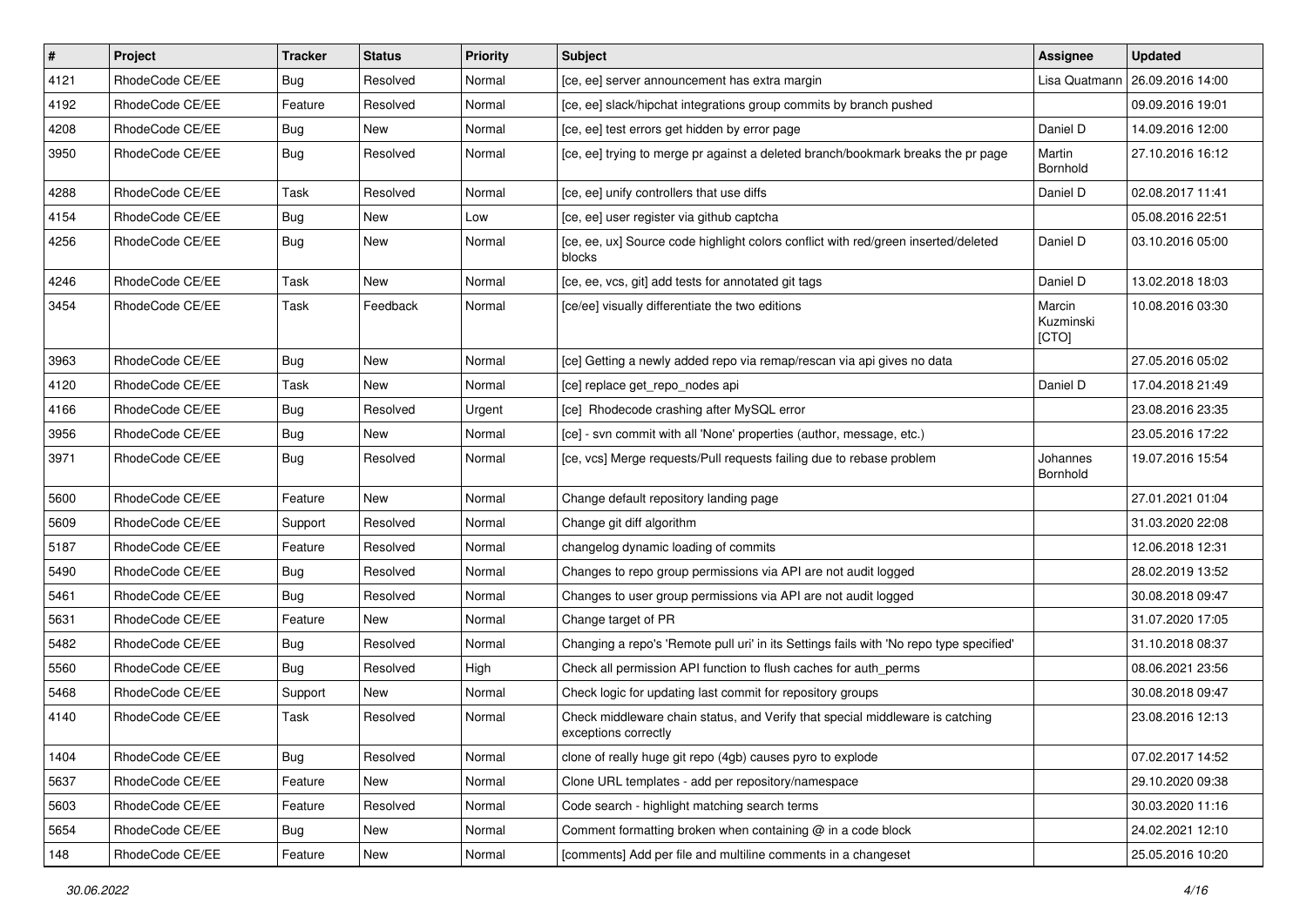| # | Project | Tracker | Status | Priority | Subject | Assignee | Updated |
|---|---|---|---|---|---|---|---|
| 4121 | RhodeCode CE/EE | Bug | Resolved | Normal | [ce, ee] server announcement has extra margin | Lisa Quatmann | 26.09.2016 14:00 |
| 4192 | RhodeCode CE/EE | Feature | Resolved | Normal | [ce, ee] slack/hipchat integrations group commits by branch pushed | | 09.09.2016 19:01 |
| 4208 | RhodeCode CE/EE | Bug | New | Normal | [ce, ee] test errors get hidden by error page | Daniel D | 14.09.2016 12:00 |
| 3950 | RhodeCode CE/EE | Bug | Resolved | Normal | [ce, ee] trying to merge pr against a deleted branch/bookmark breaks the pr page | Martin Bornhold | 27.10.2016 16:12 |
| 4288 | RhodeCode CE/EE | Task | Resolved | Normal | [ce, ee] unify controllers that use diffs | Daniel D | 02.08.2017 11:41 |
| 4154 | RhodeCode CE/EE | Bug | New | Low | [ce, ee] user register via github captcha | | 05.08.2016 22:51 |
| 4256 | RhodeCode CE/EE | Bug | New | Normal | [ce, ee, ux] Source code highlight colors conflict with red/green inserted/deleted blocks | Daniel D | 03.10.2016 05:00 |
| 4246 | RhodeCode CE/EE | Task | New | Normal | [ce, ee, vcs, git] add tests for annotated git tags | Daniel D | 13.02.2018 18:03 |
| 3454 | RhodeCode CE/EE | Task | Feedback | Normal | [ce/ee] visually differentiate the two editions | Marcin Kuzminski [CTO] | 10.08.2016 03:30 |
| 3963 | RhodeCode CE/EE | Bug | New | Normal | [ce] Getting a newly added repo via remap/rescan via api gives no data | | 27.05.2016 05:02 |
| 4120 | RhodeCode CE/EE | Task | New | Normal | [ce] replace get_repo_nodes api | Daniel D | 17.04.2018 21:49 |
| 4166 | RhodeCode CE/EE | Bug | Resolved | Urgent | [ce] Rhodecode crashing after MySQL error | | 23.08.2016 23:35 |
| 3956 | RhodeCode CE/EE | Bug | New | Normal | [ce] - svn commit with all 'None' properties (author, message, etc.) | | 23.05.2016 17:22 |
| 3971 | RhodeCode CE/EE | Bug | Resolved | Normal | [ce, vcs] Merge requests/Pull requests failing due to rebase problem | Johannes Bornhold | 19.07.2016 15:54 |
| 5600 | RhodeCode CE/EE | Feature | New | Normal | Change default repository landing page | | 27.01.2021 01:04 |
| 5609 | RhodeCode CE/EE | Support | Resolved | Normal | Change git diff algorithm | | 31.03.2020 22:08 |
| 5187 | RhodeCode CE/EE | Feature | Resolved | Normal | changelog dynamic loading of commits | | 12.06.2018 12:31 |
| 5490 | RhodeCode CE/EE | Bug | Resolved | Normal | Changes to repo group permissions via API are not audit logged | | 28.02.2019 13:52 |
| 5461 | RhodeCode CE/EE | Bug | Resolved | Normal | Changes to user group permissions via API are not audit logged | | 30.08.2018 09:47 |
| 5631 | RhodeCode CE/EE | Feature | New | Normal | Change target of PR | | 31.07.2020 17:05 |
| 5482 | RhodeCode CE/EE | Bug | Resolved | Normal | Changing a repo's 'Remote pull uri' in its Settings fails with 'No repo type specified' | | 31.10.2018 08:37 |
| 5560 | RhodeCode CE/EE | Bug | Resolved | High | Check all permission API function to flush caches for auth_perms | | 08.06.2021 23:56 |
| 5468 | RhodeCode CE/EE | Support | New | Normal | Check logic for updating last commit for repository groups | | 30.08.2018 09:47 |
| 4140 | RhodeCode CE/EE | Task | Resolved | Normal | Check middleware chain status, and Verify that special middleware is catching exceptions correctly | | 23.08.2016 12:13 |
| 1404 | RhodeCode CE/EE | Bug | Resolved | Normal | clone of really huge git repo (4gb) causes pyro to explode | | 07.02.2017 14:52 |
| 5637 | RhodeCode CE/EE | Feature | New | Normal | Clone URL templates - add per repository/namespace | | 29.10.2020 09:38 |
| 5603 | RhodeCode CE/EE | Feature | Resolved | Normal | Code search - highlight matching search terms | | 30.03.2020 11:16 |
| 5654 | RhodeCode CE/EE | Bug | New | Normal | Comment formatting broken when containing @ in a code block | | 24.02.2021 12:10 |
| 148 | RhodeCode CE/EE | Feature | New | Normal | [comments] Add per file and multiline comments in a changeset | | 25.05.2016 10:20 |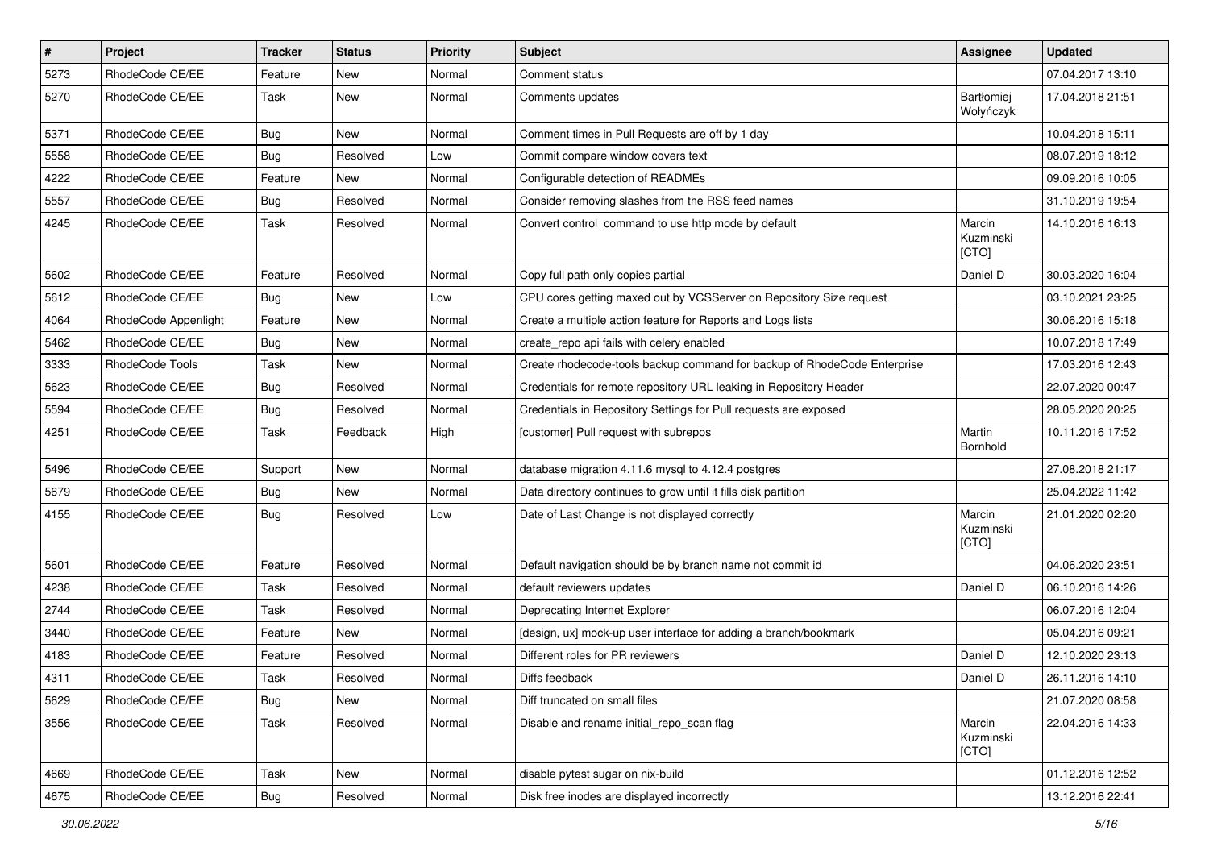| # | Project | Tracker | Status | Priority | Subject | Assignee | Updated |
|---|---|---|---|---|---|---|---|
| 5273 | RhodeCode CE/EE | Feature | New | Normal | Comment status | | 07.04.2017 13:10 |
| 5270 | RhodeCode CE/EE | Task | New | Normal | Comments updates | Bartłomiej Wołyńczyk | 17.04.2018 21:51 |
| 5371 | RhodeCode CE/EE | Bug | New | Normal | Comment times in Pull Requests are off by 1 day | | 10.04.2018 15:11 |
| 5558 | RhodeCode CE/EE | Bug | Resolved | Low | Commit compare window covers text | | 08.07.2019 18:12 |
| 4222 | RhodeCode CE/EE | Feature | New | Normal | Configurable detection of READMEs | | 09.09.2016 10:05 |
| 5557 | RhodeCode CE/EE | Bug | Resolved | Normal | Consider removing slashes from the RSS feed names | | 31.10.2019 19:54 |
| 4245 | RhodeCode CE/EE | Task | Resolved | Normal | Convert control  command to use http mode by default | Marcin Kuzminski [CTO] | 14.10.2016 16:13 |
| 5602 | RhodeCode CE/EE | Feature | Resolved | Normal | Copy full path only copies partial | Daniel D | 30.03.2020 16:04 |
| 5612 | RhodeCode CE/EE | Bug | New | Low | CPU cores getting maxed out by VCSServer on Repository Size request | | 03.10.2021 23:25 |
| 4064 | RhodeCode Appenlight | Feature | New | Normal | Create a multiple action feature for Reports and Logs lists | | 30.06.2016 15:18 |
| 5462 | RhodeCode CE/EE | Bug | New | Normal | create_repo api fails with celery enabled | | 10.07.2018 17:49 |
| 3333 | RhodeCode Tools | Task | New | Normal | Create rhodecode-tools backup command for backup of RhodeCode Enterprise | | 17.03.2016 12:43 |
| 5623 | RhodeCode CE/EE | Bug | Resolved | Normal | Credentials for remote repository URL leaking in Repository Header | | 22.07.2020 00:47 |
| 5594 | RhodeCode CE/EE | Bug | Resolved | Normal | Credentials in Repository Settings for Pull requests are exposed | | 28.05.2020 20:25 |
| 4251 | RhodeCode CE/EE | Task | Feedback | High | [customer] Pull request with subrepos | Martin Bornhold | 10.11.2016 17:52 |
| 5496 | RhodeCode CE/EE | Support | New | Normal | database migration 4.11.6 mysql to 4.12.4 postgres | | 27.08.2018 21:17 |
| 5679 | RhodeCode CE/EE | Bug | New | Normal | Data directory continues to grow until it fills disk partition | | 25.04.2022 11:42 |
| 4155 | RhodeCode CE/EE | Bug | Resolved | Low | Date of Last Change is not displayed correctly | Marcin Kuzminski [CTO] | 21.01.2020 02:20 |
| 5601 | RhodeCode CE/EE | Feature | Resolved | Normal | Default navigation should be by branch name not commit id | | 04.06.2020 23:51 |
| 4238 | RhodeCode CE/EE | Task | Resolved | Normal | default reviewers updates | Daniel D | 06.10.2016 14:26 |
| 2744 | RhodeCode CE/EE | Task | Resolved | Normal | Deprecating Internet Explorer | | 06.07.2016 12:04 |
| 3440 | RhodeCode CE/EE | Feature | New | Normal | [design, ux] mock-up user interface for adding a branch/bookmark | | 05.04.2016 09:21 |
| 4183 | RhodeCode CE/EE | Feature | Resolved | Normal | Different roles for PR reviewers | Daniel D | 12.10.2020 23:13 |
| 4311 | RhodeCode CE/EE | Task | Resolved | Normal | Diffs feedback | Daniel D | 26.11.2016 14:10 |
| 5629 | RhodeCode CE/EE | Bug | New | Normal | Diff truncated on small files | | 21.07.2020 08:58 |
| 3556 | RhodeCode CE/EE | Task | Resolved | Normal | Disable and rename initial_repo_scan flag | Marcin Kuzminski [CTO] | 22.04.2016 14:33 |
| 4669 | RhodeCode CE/EE | Task | New | Normal | disable pytest sugar on nix-build | | 01.12.2016 12:52 |
| 4675 | RhodeCode CE/EE | Bug | Resolved | Normal | Disk free inodes are displayed incorrectly | | 13.12.2016 22:41 |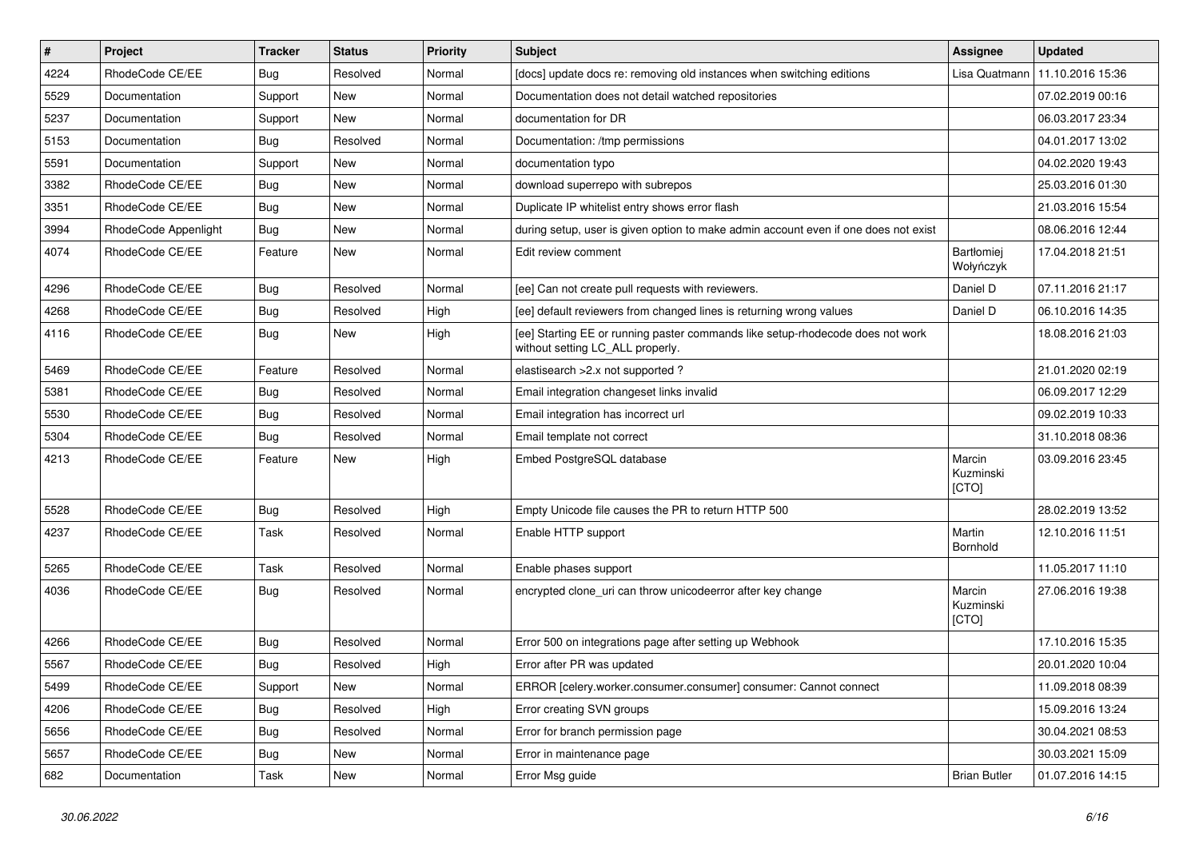| # | Project | Tracker | Status | Priority | Subject | Assignee | Updated |
|---|---|---|---|---|---|---|---|
| 4224 | RhodeCode CE/EE | Bug | Resolved | Normal | [docs] update docs re: removing old instances when switching editions | Lisa Quatmann | 11.10.2016 15:36 |
| 5529 | Documentation | Support | New | Normal | Documentation does not detail watched repositories | | 07.02.2019 00:16 |
| 5237 | Documentation | Support | New | Normal | documentation for DR | | 06.03.2017 23:34 |
| 5153 | Documentation | Bug | Resolved | Normal | Documentation: /tmp permissions | | 04.01.2017 13:02 |
| 5591 | Documentation | Support | New | Normal | documentation typo | | 04.02.2020 19:43 |
| 3382 | RhodeCode CE/EE | Bug | New | Normal | download superrepo with subrepos | | 25.03.2016 01:30 |
| 3351 | RhodeCode CE/EE | Bug | New | Normal | Duplicate IP whitelist entry shows error flash | | 21.03.2016 15:54 |
| 3994 | RhodeCode Appenlight | Bug | New | Normal | during setup, user is given option to make admin account even if one does not exist | | 08.06.2016 12:44 |
| 4074 | RhodeCode CE/EE | Feature | New | Normal | Edit review comment | Bartłomiej Wołyńczyk | 17.04.2018 21:51 |
| 4296 | RhodeCode CE/EE | Bug | Resolved | Normal | [ee] Can not create pull requests with reviewers. | Daniel D | 07.11.2016 21:17 |
| 4268 | RhodeCode CE/EE | Bug | Resolved | High | [ee] default reviewers from changed lines is returning wrong values | Daniel D | 06.10.2016 14:35 |
| 4116 | RhodeCode CE/EE | Bug | New | High | [ee] Starting EE or running paster commands like setup-rhodecode does not work without setting LC_ALL properly. | | 18.08.2016 21:03 |
| 5469 | RhodeCode CE/EE | Feature | Resolved | Normal | elastisearch >2.x not supported ? | | 21.01.2020 02:19 |
| 5381 | RhodeCode CE/EE | Bug | Resolved | Normal | Email integration changeset links invalid | | 06.09.2017 12:29 |
| 5530 | RhodeCode CE/EE | Bug | Resolved | Normal | Email integration has incorrect url | | 09.02.2019 10:33 |
| 5304 | RhodeCode CE/EE | Bug | Resolved | Normal | Email template not correct | | 31.10.2018 08:36 |
| 4213 | RhodeCode CE/EE | Feature | New | High | Embed PostgreSQL database | Marcin Kuzminski [CTO] | 03.09.2016 23:45 |
| 5528 | RhodeCode CE/EE | Bug | Resolved | High | Empty Unicode file causes the PR to return HTTP 500 | | 28.02.2019 13:52 |
| 4237 | RhodeCode CE/EE | Task | Resolved | Normal | Enable HTTP support | Martin Bornhold | 12.10.2016 11:51 |
| 5265 | RhodeCode CE/EE | Task | Resolved | Normal | Enable phases support | | 11.05.2017 11:10 |
| 4036 | RhodeCode CE/EE | Bug | Resolved | Normal | encrypted clone_uri can throw unicodeerror after key change | Marcin Kuzminski [CTO] | 27.06.2016 19:38 |
| 4266 | RhodeCode CE/EE | Bug | Resolved | Normal | Error 500 on integrations page after setting up Webhook | | 17.10.2016 15:35 |
| 5567 | RhodeCode CE/EE | Bug | Resolved | High | Error after PR was updated | | 20.01.2020 10:04 |
| 5499 | RhodeCode CE/EE | Support | New | Normal | ERROR [celery.worker.consumer.consumer] consumer: Cannot connect | | 11.09.2018 08:39 |
| 4206 | RhodeCode CE/EE | Bug | Resolved | High | Error creating SVN groups | | 15.09.2016 13:24 |
| 5656 | RhodeCode CE/EE | Bug | Resolved | Normal | Error for branch permission page | | 30.04.2021 08:53 |
| 5657 | RhodeCode CE/EE | Bug | New | Normal | Error in maintenance page | | 30.03.2021 15:09 |
| 682 | Documentation | Task | New | Normal | Error Msg guide | Brian Butler | 01.07.2016 14:15 |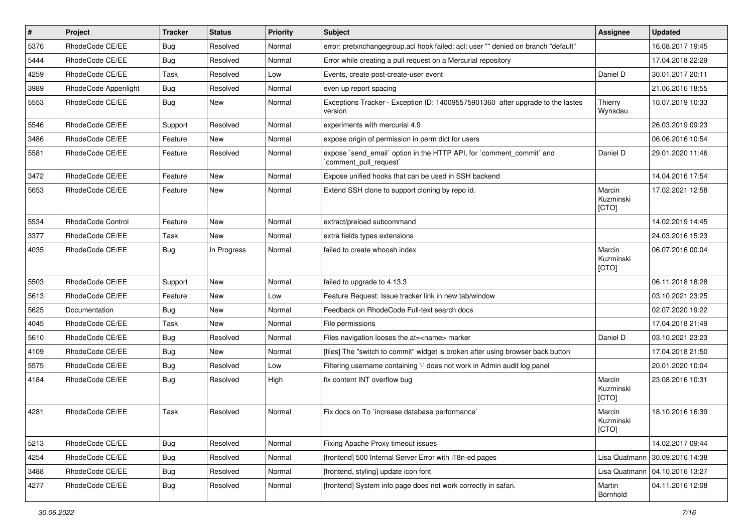| # | Project | Tracker | Status | Priority | Subject | Assignee | Updated |
| --- | --- | --- | --- | --- | --- | --- | --- |
| 5376 | RhodeCode CE/EE | Bug | Resolved | Normal | error: pretxnchangegroup.acl hook failed: acl: user "" denied on branch "default" | | 16.08.2017 19:45 |
| 5444 | RhodeCode CE/EE | Bug | Resolved | Normal | Error while creating a pull request on a Mercurial repository | | 17.04.2018 22:29 |
| 4259 | RhodeCode CE/EE | Task | Resolved | Low | Events, create post-create-user event | Daniel D | 30.01.2017 20:11 |
| 3989 | RhodeCode Appenlight | Bug | Resolved | Normal | even up report spacing | | 21.06.2016 18:55 |
| 5553 | RhodeCode CE/EE | Bug | New | Normal | Exceptions Tracker - Exception ID: 140095575901360 after upgrade to the lastes version | Thierry Wynsdau | 10.07.2019 10:33 |
| 5546 | RhodeCode CE/EE | Support | Resolved | Normal | experiments with mercurial 4.9 | | 26.03.2019 09:23 |
| 3486 | RhodeCode CE/EE | Feature | New | Normal | expose origin of permission in perm dict for users | | 06.06.2016 10:54 |
| 5581 | RhodeCode CE/EE | Feature | Resolved | Normal | expose `send_email` option in the HTTP API, for `comment_commit` and `comment_pull_request` | Daniel D | 29.01.2020 11:46 |
| 3472 | RhodeCode CE/EE | Feature | New | Normal | Expose unified hooks that can be used in SSH backend | | 14.04.2016 17:54 |
| 5653 | RhodeCode CE/EE | Feature | New | Normal | Extend SSH clone to support cloning by repo id. | Marcin Kuzminski [CTO] | 17.02.2021 12:58 |
| 5534 | RhodeCode Control | Feature | New | Normal | extract/preload subcommand | | 14.02.2019 14:45 |
| 3377 | RhodeCode CE/EE | Task | New | Normal | extra fields types extensions | | 24.03.2016 15:23 |
| 4035 | RhodeCode CE/EE | Bug | In Progress | Normal | failed to create whoosh index | Marcin Kuzminski [CTO] | 06.07.2016 00:04 |
| 5503 | RhodeCode CE/EE | Support | New | Normal | failed to upgrade to 4.13.3 | | 06.11.2018 18:28 |
| 5613 | RhodeCode CE/EE | Feature | New | Low | Feature Request: Issue tracker link in new tab/window | | 03.10.2021 23:25 |
| 5625 | Documentation | Bug | New | Normal | Feedback on RhodeCode Full-text search docs | | 02.07.2020 19:22 |
| 4045 | RhodeCode CE/EE | Task | New | Normal | File permissions | | 17.04.2018 21:49 |
| 5610 | RhodeCode CE/EE | Bug | Resolved | Normal | Files navigation looses the at=<name> marker | Daniel D | 03.10.2021 23:23 |
| 4109 | RhodeCode CE/EE | Bug | New | Normal | [files] The "switch to commit" widget is broken after using browser back button | | 17.04.2018 21:50 |
| 5575 | RhodeCode CE/EE | Bug | Resolved | Low | Filtering username containing '-' does not work in Admin audit log panel | | 20.01.2020 10:04 |
| 4184 | RhodeCode CE/EE | Bug | Resolved | High | fix content INT overflow bug | Marcin Kuzminski [CTO] | 23.08.2016 10:31 |
| 4281 | RhodeCode CE/EE | Task | Resolved | Normal | Fix docs on To `increase database performance` | Marcin Kuzminski [CTO] | 18.10.2016 16:39 |
| 5213 | RhodeCode CE/EE | Bug | Resolved | Normal | Fixing Apache Proxy timeout issues | | 14.02.2017 09:44 |
| 4254 | RhodeCode CE/EE | Bug | Resolved | Normal | [frontend] 500 Internal Server Error with i18n-ed pages | Lisa Quatmann | 30.09.2016 14:38 |
| 3488 | RhodeCode CE/EE | Bug | Resolved | Normal | [frontend, styling] update icon font | Lisa Quatmann | 04.10.2016 13:27 |
| 4277 | RhodeCode CE/EE | Bug | Resolved | Normal | [frontend] System info page does not work correctly in safari. | Martin Bornhold | 04.11.2016 12:08 |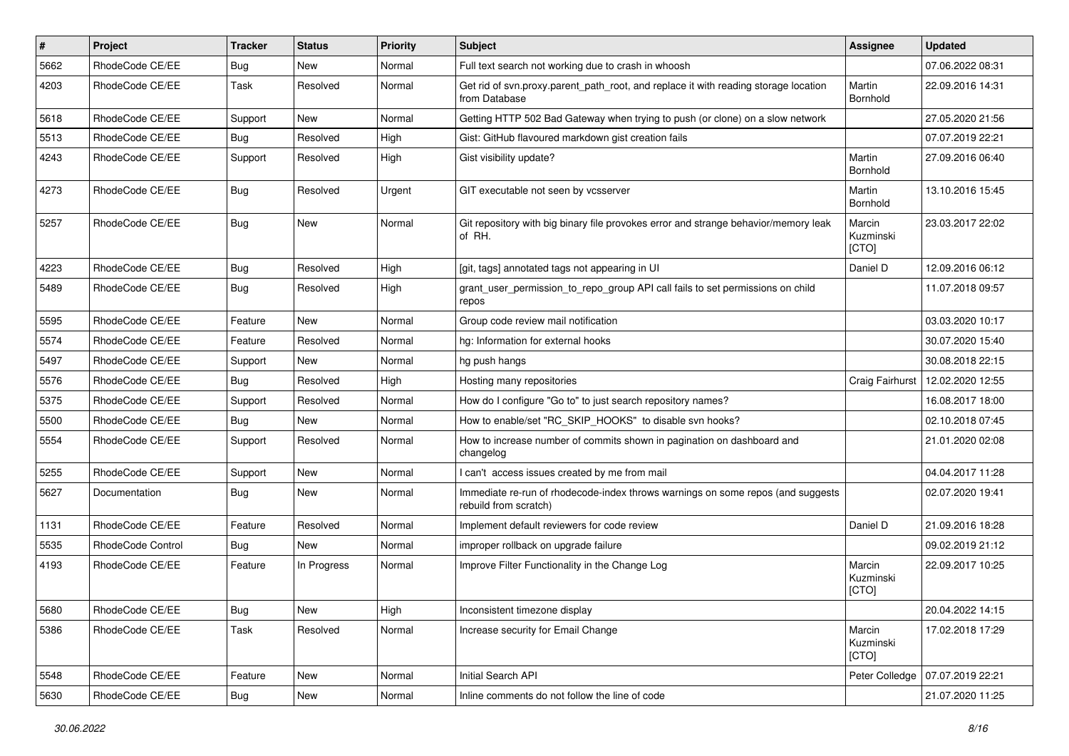| # | Project | Tracker | Status | Priority | Subject | Assignee | Updated |
|---|---|---|---|---|---|---|---|
| 5662 | RhodeCode CE/EE | Bug | New | Normal | Full text search not working due to crash in whoosh | | 07.06.2022 08:31 |
| 4203 | RhodeCode CE/EE | Task | Resolved | Normal | Get rid of svn.proxy.parent_path_root, and replace it with reading storage location from Database | Martin Bornhold | 22.09.2016 14:31 |
| 5618 | RhodeCode CE/EE | Support | New | Normal | Getting HTTP 502 Bad Gateway when trying to push (or clone) on a slow network | | 27.05.2020 21:56 |
| 5513 | RhodeCode CE/EE | Bug | Resolved | High | Gist: GitHub flavoured markdown gist creation fails | | 07.07.2019 22:21 |
| 4243 | RhodeCode CE/EE | Support | Resolved | High | Gist visibility update? | Martin Bornhold | 27.09.2016 06:40 |
| 4273 | RhodeCode CE/EE | Bug | Resolved | Urgent | GIT executable not seen by vcsserver | Martin Bornhold | 13.10.2016 15:45 |
| 5257 | RhodeCode CE/EE | Bug | New | Normal | Git repository with big binary file provokes error and strange behavior/memory leak of RH. | Marcin Kuzminski [CTO] | 23.03.2017 22:02 |
| 4223 | RhodeCode CE/EE | Bug | Resolved | High | [git, tags] annotated tags not appearing in UI | Daniel D | 12.09.2016 06:12 |
| 5489 | RhodeCode CE/EE | Bug | Resolved | High | grant_user_permission_to_repo_group API call fails to set permissions on child repos | | 11.07.2018 09:57 |
| 5595 | RhodeCode CE/EE | Feature | New | Normal | Group code review mail notification | | 03.03.2020 10:17 |
| 5574 | RhodeCode CE/EE | Feature | Resolved | Normal | hg: Information for external hooks | | 30.07.2020 15:40 |
| 5497 | RhodeCode CE/EE | Support | New | Normal | hg push hangs | | 30.08.2018 22:15 |
| 5576 | RhodeCode CE/EE | Bug | Resolved | High | Hosting many repositories | Craig Fairhurst | 12.02.2020 12:55 |
| 5375 | RhodeCode CE/EE | Support | Resolved | Normal | How do I configure "Go to" to just search repository names? | | 16.08.2017 18:00 |
| 5500 | RhodeCode CE/EE | Bug | New | Normal | How to enable/set "RC_SKIP_HOOKS" to disable svn hooks? | | 02.10.2018 07:45 |
| 5554 | RhodeCode CE/EE | Support | Resolved | Normal | How to increase number of commits shown in pagination on dashboard and changelog | | 21.01.2020 02:08 |
| 5255 | RhodeCode CE/EE | Support | New | Normal | I can't access issues created by me from mail | | 04.04.2017 11:28 |
| 5627 | Documentation | Bug | New | Normal | Immediate re-run of rhodecode-index throws warnings on some repos (and suggests rebuild from scratch) | | 02.07.2020 19:41 |
| 1131 | RhodeCode CE/EE | Feature | Resolved | Normal | Implement default reviewers for code review | Daniel D | 21.09.2016 18:28 |
| 5535 | RhodeCode Control | Bug | New | Normal | improper rollback on upgrade failure | | 09.02.2019 21:12 |
| 4193 | RhodeCode CE/EE | Feature | In Progress | Normal | Improve Filter Functionality in the Change Log | Marcin Kuzminski [CTO] | 22.09.2017 10:25 |
| 5680 | RhodeCode CE/EE | Bug | New | High | Inconsistent timezone display | | 20.04.2022 14:15 |
| 5386 | RhodeCode CE/EE | Task | Resolved | Normal | Increase security for Email Change | Marcin Kuzminski [CTO] | 17.02.2018 17:29 |
| 5548 | RhodeCode CE/EE | Feature | New | Normal | Initial Search API | Peter Colledge | 07.07.2019 22:21 |
| 5630 | RhodeCode CE/EE | Bug | New | Normal | Inline comments do not follow the line of code | | 21.07.2020 11:25 |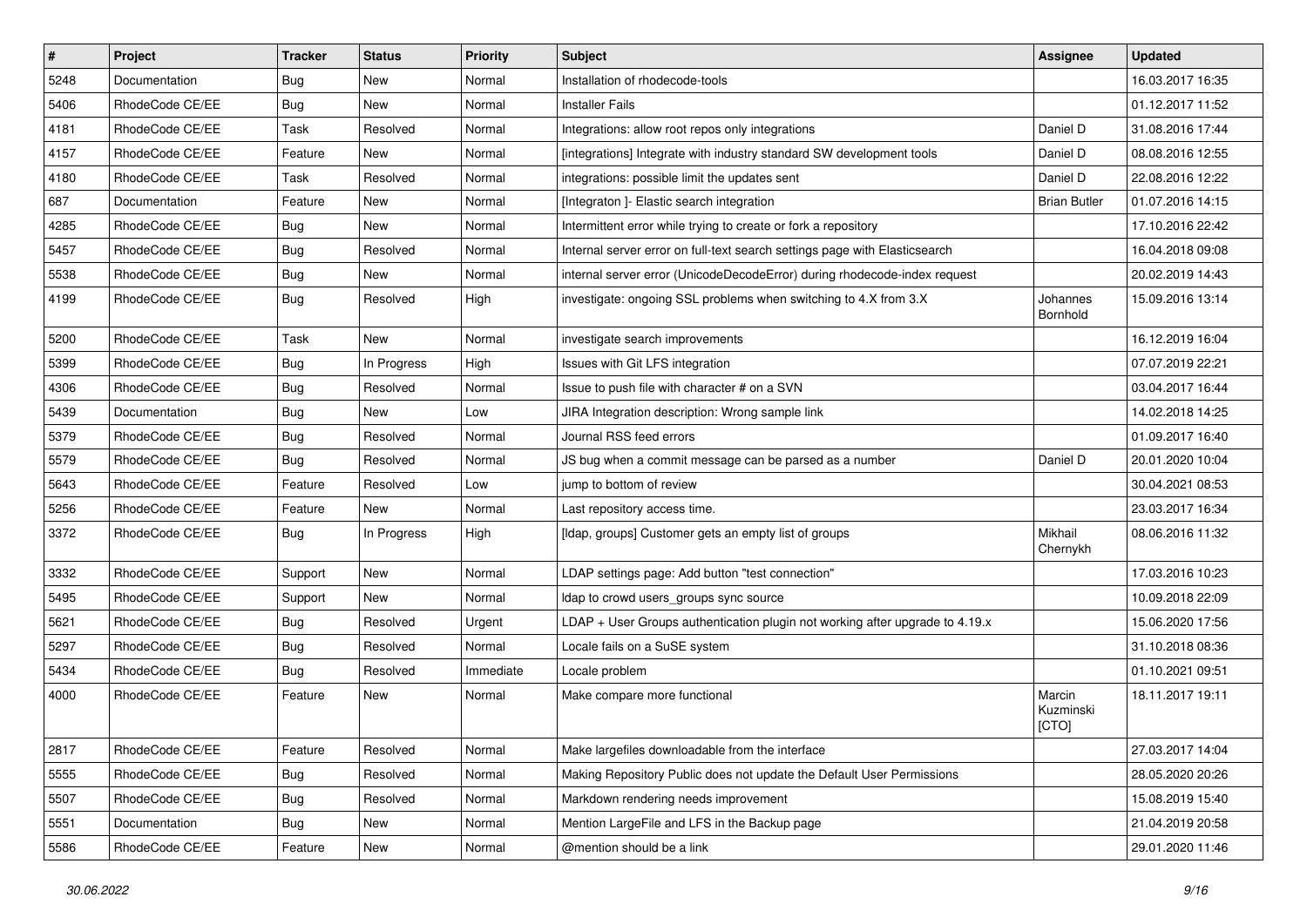| # | Project | Tracker | Status | Priority | Subject | Assignee | Updated |
|---|---|---|---|---|---|---|---|
| 5248 | Documentation | Bug | New | Normal | Installation of rhodecode-tools | | 16.03.2017 16:35 |
| 5406 | RhodeCode CE/EE | Bug | New | Normal | Installer Fails | | 01.12.2017 11:52 |
| 4181 | RhodeCode CE/EE | Task | Resolved | Normal | Integrations: allow root repos only integrations | Daniel D | 31.08.2016 17:44 |
| 4157 | RhodeCode CE/EE | Feature | New | Normal | [integrations] Integrate with industry standard SW development tools | Daniel D | 08.08.2016 12:55 |
| 4180 | RhodeCode CE/EE | Task | Resolved | Normal | integrations: possible limit the updates sent | Daniel D | 22.08.2016 12:22 |
| 687 | Documentation | Feature | New | Normal | [Integraton ]- Elastic search integration | Brian Butler | 01.07.2016 14:15 |
| 4285 | RhodeCode CE/EE | Bug | New | Normal | Intermittent error while trying to create or fork a repository | | 17.10.2016 22:42 |
| 5457 | RhodeCode CE/EE | Bug | Resolved | Normal | Internal server error on full-text search settings page with Elasticsearch | | 16.04.2018 09:08 |
| 5538 | RhodeCode CE/EE | Bug | New | Normal | internal server error (UnicodeDecodeError) during rhodecode-index request | | 20.02.2019 14:43 |
| 4199 | RhodeCode CE/EE | Bug | Resolved | High | investigate: ongoing SSL problems when switching to 4.X from 3.X | Johannes Bornhold | 15.09.2016 13:14 |
| 5200 | RhodeCode CE/EE | Task | New | Normal | investigate search improvements | | 16.12.2019 16:04 |
| 5399 | RhodeCode CE/EE | Bug | In Progress | High | Issues with Git LFS integration | | 07.07.2019 22:21 |
| 4306 | RhodeCode CE/EE | Bug | Resolved | Normal | Issue to push file with character # on a SVN | | 03.04.2017 16:44 |
| 5439 | Documentation | Bug | New | Low | JIRA Integration description: Wrong sample link | | 14.02.2018 14:25 |
| 5379 | RhodeCode CE/EE | Bug | Resolved | Normal | Journal RSS feed errors | | 01.09.2017 16:40 |
| 5579 | RhodeCode CE/EE | Bug | Resolved | Normal | JS bug when a commit message can be parsed as a number | Daniel D | 20.01.2020 10:04 |
| 5643 | RhodeCode CE/EE | Feature | Resolved | Low | jump to bottom of review | | 30.04.2021 08:53 |
| 5256 | RhodeCode CE/EE | Feature | New | Normal | Last repository access time. | | 23.03.2017 16:34 |
| 3372 | RhodeCode CE/EE | Bug | In Progress | High | [ldap, groups] Customer gets an empty list of groups | Mikhail Chernykh | 08.06.2016 11:32 |
| 3332 | RhodeCode CE/EE | Support | New | Normal | LDAP settings page: Add button "test connection" | | 17.03.2016 10:23 |
| 5495 | RhodeCode CE/EE | Support | New | Normal | ldap to crowd users_groups sync source | | 10.09.2018 22:09 |
| 5621 | RhodeCode CE/EE | Bug | Resolved | Urgent | LDAP + User Groups authentication plugin not working after upgrade to 4.19.x | | 15.06.2020 17:56 |
| 5297 | RhodeCode CE/EE | Bug | Resolved | Normal | Locale fails on a SuSE system | | 31.10.2018 08:36 |
| 5434 | RhodeCode CE/EE | Bug | Resolved | Immediate | Locale problem | | 01.10.2021 09:51 |
| 4000 | RhodeCode CE/EE | Feature | New | Normal | Make compare more functional | Marcin Kuzminski [CTO] | 18.11.2017 19:11 |
| 2817 | RhodeCode CE/EE | Feature | Resolved | Normal | Make largefiles downloadable from the interface | | 27.03.2017 14:04 |
| 5555 | RhodeCode CE/EE | Bug | Resolved | Normal | Making Repository Public does not update the Default User Permissions | | 28.05.2020 20:26 |
| 5507 | RhodeCode CE/EE | Bug | Resolved | Normal | Markdown rendering needs improvement | | 15.08.2019 15:40 |
| 5551 | Documentation | Bug | New | Normal | Mention LargeFile and LFS in the Backup page | | 21.04.2019 20:58 |
| 5586 | RhodeCode CE/EE | Feature | New | Normal | @mention should be a link | | 29.01.2020 11:46 |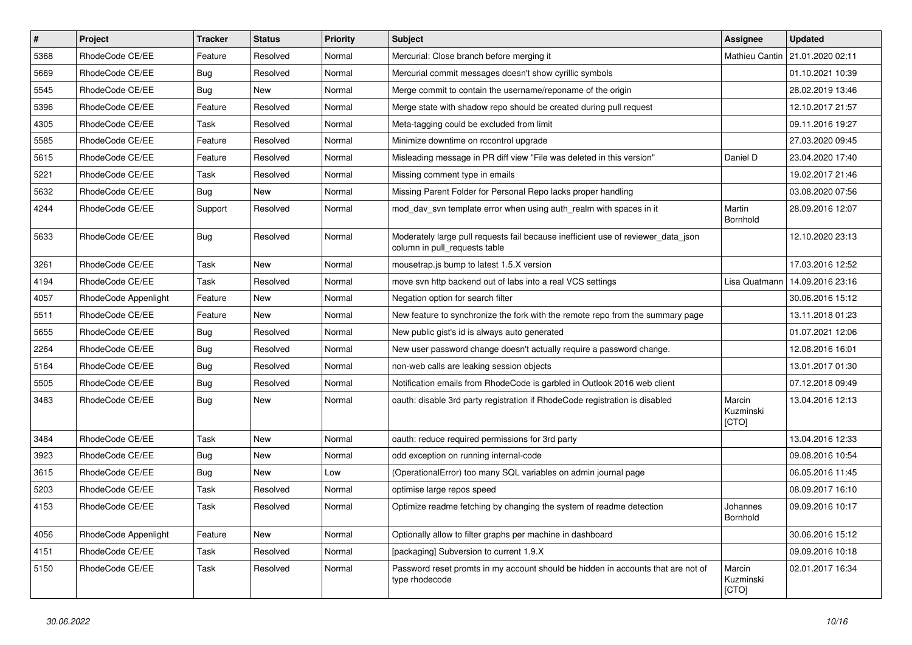| # | Project | Tracker | Status | Priority | Subject | Assignee | Updated |
|---|---|---|---|---|---|---|---|
| 5368 | RhodeCode CE/EE | Feature | Resolved | Normal | Mercurial: Close branch before merging it | Mathieu Cantin | 21.01.2020 02:11 |
| 5669 | RhodeCode CE/EE | Bug | Resolved | Normal | Mercurial commit messages doesn't show cyrillic symbols | | 01.10.2021 10:39 |
| 5545 | RhodeCode CE/EE | Bug | New | Normal | Merge commit to contain the username/reponame of the origin | | 28.02.2019 13:46 |
| 5396 | RhodeCode CE/EE | Feature | Resolved | Normal | Merge state with shadow repo should be created during pull request | | 12.10.2017 21:57 |
| 4305 | RhodeCode CE/EE | Task | Resolved | Normal | Meta-tagging could be excluded from limit | | 09.11.2016 19:27 |
| 5585 | RhodeCode CE/EE | Feature | Resolved | Normal | Minimize downtime on rccontrol upgrade | | 27.03.2020 09:45 |
| 5615 | RhodeCode CE/EE | Feature | Resolved | Normal | Misleading message in PR diff view "File was deleted in this version" | Daniel D | 23.04.2020 17:40 |
| 5221 | RhodeCode CE/EE | Task | Resolved | Normal | Missing comment type in emails | | 19.02.2017 21:46 |
| 5632 | RhodeCode CE/EE | Bug | New | Normal | Missing Parent Folder for Personal Repo lacks proper handling | | 03.08.2020 07:56 |
| 4244 | RhodeCode CE/EE | Support | Resolved | Normal | mod_dav_svn template error when using auth_realm with spaces in it | Martin Bornhold | 28.09.2016 12:07 |
| 5633 | RhodeCode CE/EE | Bug | Resolved | Normal | Moderately large pull requests fail because inefficient use of reviewer_data_json column in pull_requests table | | 12.10.2020 23:13 |
| 3261 | RhodeCode CE/EE | Task | New | Normal | mousetrap.js bump to latest 1.5.X version | | 17.03.2016 12:52 |
| 4194 | RhodeCode CE/EE | Task | Resolved | Normal | move svn http backend out of labs into a real VCS settings | Lisa Quatmann | 14.09.2016 23:16 |
| 4057 | RhodeCode Appenlight | Feature | New | Normal | Negation option for search filter | | 30.06.2016 15:12 |
| 5511 | RhodeCode CE/EE | Feature | New | Normal | New feature to synchronize the fork with the remote repo from the summary page | | 13.11.2018 01:23 |
| 5655 | RhodeCode CE/EE | Bug | Resolved | Normal | New public gist's id is always auto generated | | 01.07.2021 12:06 |
| 2264 | RhodeCode CE/EE | Bug | Resolved | Normal | New user password change doesn't actually require a password change. | | 12.08.2016 16:01 |
| 5164 | RhodeCode CE/EE | Bug | Resolved | Normal | non-web calls are leaking session objects | | 13.01.2017 01:30 |
| 5505 | RhodeCode CE/EE | Bug | Resolved | Normal | Notification emails from RhodeCode is garbled in Outlook 2016 web client | | 07.12.2018 09:49 |
| 3483 | RhodeCode CE/EE | Bug | New | Normal | oauth: disable 3rd party registration if RhodeCode registration is disabled | Marcin Kuzminski [CTO] | 13.04.2016 12:13 |
| 3484 | RhodeCode CE/EE | Task | New | Normal | oauth: reduce required permissions for 3rd party | | 13.04.2016 12:33 |
| 3923 | RhodeCode CE/EE | Bug | New | Normal | odd exception on running internal-code | | 09.08.2016 10:54 |
| 3615 | RhodeCode CE/EE | Bug | New | Low | (OperationalError) too many SQL variables on admin journal page | | 06.05.2016 11:45 |
| 5203 | RhodeCode CE/EE | Task | Resolved | Normal | optimise large repos speed | | 08.09.2017 16:10 |
| 4153 | RhodeCode CE/EE | Task | Resolved | Normal | Optimize readme fetching by changing the system of readme detection | Johannes Bornhold | 09.09.2016 10:17 |
| 4056 | RhodeCode Appenlight | Feature | New | Normal | Optionally allow to filter graphs per machine in dashboard | | 30.06.2016 15:12 |
| 4151 | RhodeCode CE/EE | Task | Resolved | Normal | [packaging] Subversion to current 1.9.X | | 09.09.2016 10:18 |
| 5150 | RhodeCode CE/EE | Task | Resolved | Normal | Password reset promts in my account should be hidden in accounts that are not of type rhodecode | Marcin Kuzminski [CTO] | 02.01.2017 16:34 |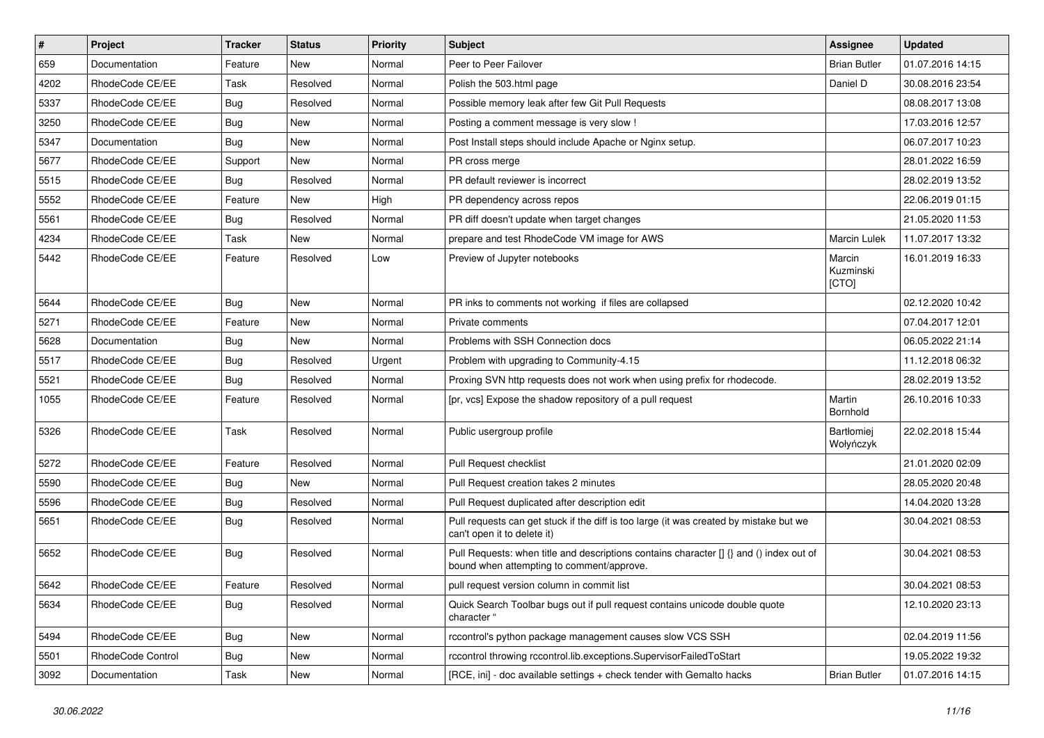| # | Project | Tracker | Status | Priority | Subject | Assignee | Updated |
|---|---|---|---|---|---|---|---|
| 659 | Documentation | Feature | New | Normal | Peer to Peer Failover | Brian Butler | 01.07.2016 14:15 |
| 4202 | RhodeCode CE/EE | Task | Resolved | Normal | Polish the 503.html page | Daniel D | 30.08.2016 23:54 |
| 5337 | RhodeCode CE/EE | Bug | Resolved | Normal | Possible memory leak after few Git Pull Requests | | 08.08.2017 13:08 |
| 3250 | RhodeCode CE/EE | Bug | New | Normal | Posting a comment message is very slow ! | | 17.03.2016 12:57 |
| 5347 | Documentation | Bug | New | Normal | Post Install steps should include Apache or Nginx setup. | | 06.07.2017 10:23 |
| 5677 | RhodeCode CE/EE | Support | New | Normal | PR cross merge | | 28.01.2022 16:59 |
| 5515 | RhodeCode CE/EE | Bug | Resolved | Normal | PR default reviewer is incorrect | | 28.02.2019 13:52 |
| 5552 | RhodeCode CE/EE | Feature | New | High | PR dependency across repos | | 22.06.2019 01:15 |
| 5561 | RhodeCode CE/EE | Bug | Resolved | Normal | PR diff doesn't update when target changes | | 21.05.2020 11:53 |
| 4234 | RhodeCode CE/EE | Task | New | Normal | prepare and test RhodeCode VM image for AWS | Marcin Lulek | 11.07.2017 13:32 |
| 5442 | RhodeCode CE/EE | Feature | Resolved | Low | Preview of Jupyter notebooks | Marcin Kuzminski [CTO] | 16.01.2019 16:33 |
| 5644 | RhodeCode CE/EE | Bug | New | Normal | PR inks to comments not working  if files are collapsed | | 02.12.2020 10:42 |
| 5271 | RhodeCode CE/EE | Feature | New | Normal | Private comments | | 07.04.2017 12:01 |
| 5628 | Documentation | Bug | New | Normal | Problems with SSH Connection docs | | 06.05.2022 21:14 |
| 5517 | RhodeCode CE/EE | Bug | Resolved | Urgent | Problem with upgrading to Community-4.15 | | 11.12.2018 06:32 |
| 5521 | RhodeCode CE/EE | Bug | Resolved | Normal | Proxing SVN http requests does not work when using prefix for rhodecode. | | 28.02.2019 13:52 |
| 1055 | RhodeCode CE/EE | Feature | Resolved | Normal | [pr, vcs] Expose the shadow repository of a pull request | Martin Bornhold | 26.10.2016 10:33 |
| 5326 | RhodeCode CE/EE | Task | Resolved | Normal | Public usergroup profile | Bartłomiej Wołyńczyk | 22.02.2018 15:44 |
| 5272 | RhodeCode CE/EE | Feature | Resolved | Normal | Pull Request checklist | | 21.01.2020 02:09 |
| 5590 | RhodeCode CE/EE | Bug | New | Normal | Pull Request creation takes 2 minutes | | 28.05.2020 20:48 |
| 5596 | RhodeCode CE/EE | Bug | Resolved | Normal | Pull Request duplicated after description edit | | 14.04.2020 13:28 |
| 5651 | RhodeCode CE/EE | Bug | Resolved | Normal | Pull requests can get stuck if the diff is too large (it was created by mistake but we can't open it to delete it) | | 30.04.2021 08:53 |
| 5652 | RhodeCode CE/EE | Bug | Resolved | Normal | Pull Requests: when title and descriptions contains character [] {} and () index out of bound when attempting to comment/approve. | | 30.04.2021 08:53 |
| 5642 | RhodeCode CE/EE | Feature | Resolved | Normal | pull request version column in commit list | | 30.04.2021 08:53 |
| 5634 | RhodeCode CE/EE | Bug | Resolved | Normal | Quick Search Toolbar bugs out if pull request contains unicode double quote character “ | | 12.10.2020 23:13 |
| 5494 | RhodeCode CE/EE | Bug | New | Normal | rccontrol's python package management causes slow VCS SSH | | 02.04.2019 11:56 |
| 5501 | RhodeCode Control | Bug | New | Normal | rccontrol throwing rccontrol.lib.exceptions.SupervisorFailedToStart | | 19.05.2022 19:32 |
| 3092 | Documentation | Task | New | Normal | [RCE, ini] - doc available settings + check tender with Gemalto hacks | Brian Butler | 01.07.2016 14:15 |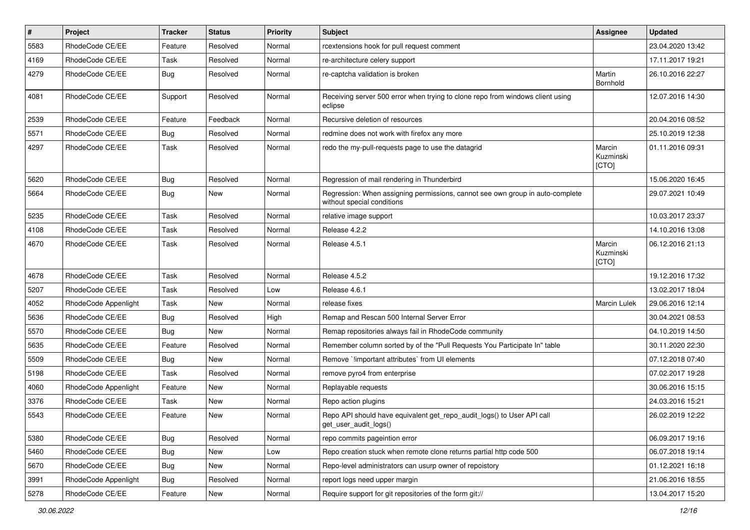| # | Project | Tracker | Status | Priority | Subject | Assignee | Updated |
|---|---|---|---|---|---|---|---|
| 5583 | RhodeCode CE/EE | Feature | Resolved | Normal | rcextensions hook for pull request comment | | 23.04.2020 13:42 |
| 4169 | RhodeCode CE/EE | Task | Resolved | Normal | re-architecture celery support | | 17.11.2017 19:21 |
| 4279 | RhodeCode CE/EE | Bug | Resolved | Normal | re-captcha validation is broken | Martin Bornhold | 26.10.2016 22:27 |
| 4081 | RhodeCode CE/EE | Support | Resolved | Normal | Receiving server 500 error when trying to clone repo from windows client using eclipse | | 12.07.2016 14:30 |
| 2539 | RhodeCode CE/EE | Feature | Feedback | Normal | Recursive deletion of resources | | 20.04.2016 08:52 |
| 5571 | RhodeCode CE/EE | Bug | Resolved | Normal | redmine does not work with firefox any more | | 25.10.2019 12:38 |
| 4297 | RhodeCode CE/EE | Task | Resolved | Normal | redo the my-pull-requests page to use the datagrid | Marcin Kuzminski [CTO] | 01.11.2016 09:31 |
| 5620 | RhodeCode CE/EE | Bug | Resolved | Normal | Regression of mail rendering in Thunderbird | | 15.06.2020 16:45 |
| 5664 | RhodeCode CE/EE | Bug | New | Normal | Regression: When assigning permissions, cannot see own group in auto-complete without special conditions | | 29.07.2021 10:49 |
| 5235 | RhodeCode CE/EE | Task | Resolved | Normal | relative image support | | 10.03.2017 23:37 |
| 4108 | RhodeCode CE/EE | Task | Resolved | Normal | Release 4.2.2 | | 14.10.2016 13:08 |
| 4670 | RhodeCode CE/EE | Task | Resolved | Normal | Release 4.5.1 | Marcin Kuzminski [CTO] | 06.12.2016 21:13 |
| 4678 | RhodeCode CE/EE | Task | Resolved | Normal | Release 4.5.2 | | 19.12.2016 17:32 |
| 5207 | RhodeCode CE/EE | Task | Resolved | Low | Release 4.6.1 | | 13.02.2017 18:04 |
| 4052 | RhodeCode Appenlight | Task | New | Normal | release fixes | Marcin Lulek | 29.06.2016 12:14 |
| 5636 | RhodeCode CE/EE | Bug | Resolved | High | Remap and Rescan 500 Internal Server Error | | 30.04.2021 08:53 |
| 5570 | RhodeCode CE/EE | Bug | New | Normal | Remap repositories always fail in RhodeCode community | | 04.10.2019 14:50 |
| 5635 | RhodeCode CE/EE | Feature | Resolved | Normal | Remember column sorted by of the "Pull Requests You Participate In" table | | 30.11.2020 22:30 |
| 5509 | RhodeCode CE/EE | Bug | New | Normal | Remove `!important attributes` from UI elements | | 07.12.2018 07:40 |
| 5198 | RhodeCode CE/EE | Task | Resolved | Normal | remove pyro4 from enterprise | | 07.02.2017 19:28 |
| 4060 | RhodeCode Appenlight | Feature | New | Normal | Replayable requests | | 30.06.2016 15:15 |
| 3376 | RhodeCode CE/EE | Task | New | Normal | Repo action plugins | | 24.03.2016 15:21 |
| 5543 | RhodeCode CE/EE | Feature | New | Normal | Repo API should have equivalent get_repo_audit_logs() to User API call get_user_audit_logs() | | 26.02.2019 12:22 |
| 5380 | RhodeCode CE/EE | Bug | Resolved | Normal | repo commits pageintion error | | 06.09.2017 19:16 |
| 5460 | RhodeCode CE/EE | Bug | New | Low | Repo creation stuck when remote clone returns partial http code 500 | | 06.07.2018 19:14 |
| 5670 | RhodeCode CE/EE | Bug | New | Normal | Repo-level administrators can usurp owner of repoistory | | 01.12.2021 16:18 |
| 3991 | RhodeCode Appenlight | Bug | Resolved | Normal | report logs need upper margin | | 21.06.2016 18:55 |
| 5278 | RhodeCode CE/EE | Feature | New | Normal | Require support for git repositories of the form git:// | | 13.04.2017 15:20 |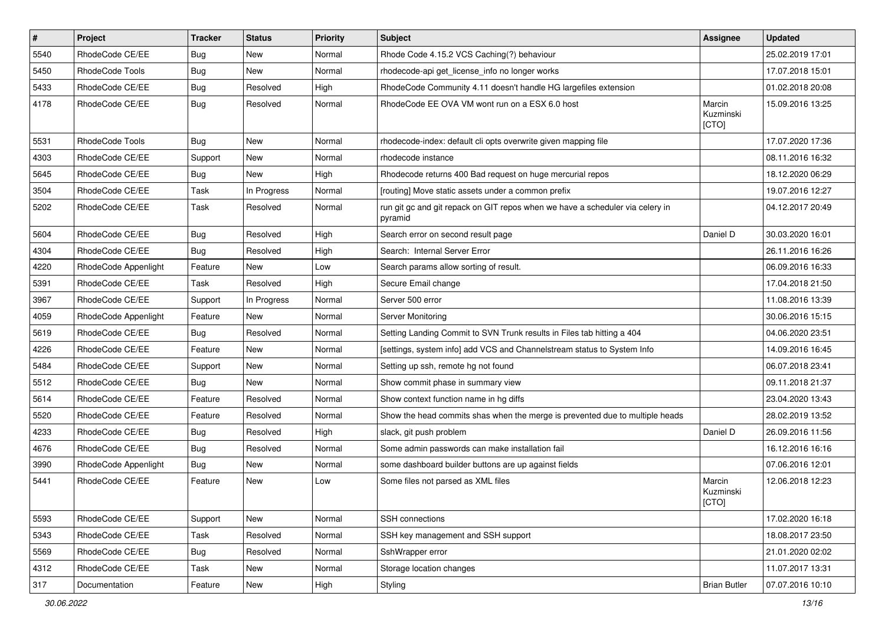| # | Project | Tracker | Status | Priority | Subject | Assignee | Updated |
|---|---|---|---|---|---|---|---|
| 5540 | RhodeCode CE/EE | Bug | New | Normal | Rhode Code 4.15.2 VCS Caching(?) behaviour | | 25.02.2019 17:01 |
| 5450 | RhodeCode Tools | Bug | New | Normal | rhodecode-api get_license_info no longer works | | 17.07.2018 15:01 |
| 5433 | RhodeCode CE/EE | Bug | Resolved | High | RhodeCode Community 4.11 doesn't handle HG largefiles extension | | 01.02.2018 20:08 |
| 4178 | RhodeCode CE/EE | Bug | Resolved | Normal | RhodeCode EE OVA VM wont run on a ESX 6.0 host | Marcin Kuzminski [CTO] | 15.09.2016 13:25 |
| 5531 | RhodeCode Tools | Bug | New | Normal | rhodecode-index: default cli opts overwrite given mapping file | | 17.07.2020 17:36 |
| 4303 | RhodeCode CE/EE | Support | New | Normal | rhodecode instance | | 08.11.2016 16:32 |
| 5645 | RhodeCode CE/EE | Bug | New | High | Rhodecode returns 400 Bad request on huge mercurial repos | | 18.12.2020 06:29 |
| 3504 | RhodeCode CE/EE | Task | In Progress | Normal | [routing] Move static assets under a common prefix | | 19.07.2016 12:27 |
| 5202 | RhodeCode CE/EE | Task | Resolved | Normal | run git gc and git repack on GIT repos when we have a scheduler via celery in pyramid | | 04.12.2017 20:49 |
| 5604 | RhodeCode CE/EE | Bug | Resolved | High | Search error on second result page | Daniel D | 30.03.2020 16:01 |
| 4304 | RhodeCode CE/EE | Bug | Resolved | High | Search: Internal Server Error | | 26.11.2016 16:26 |
| 4220 | RhodeCode Appenlight | Feature | New | Low | Search params allow sorting of result. | | 06.09.2016 16:33 |
| 5391 | RhodeCode CE/EE | Task | Resolved | High | Secure Email change | | 17.04.2018 21:50 |
| 3967 | RhodeCode CE/EE | Support | In Progress | Normal | Server 500 error | | 11.08.2016 13:39 |
| 4059 | RhodeCode Appenlight | Feature | New | Normal | Server Monitoring | | 30.06.2016 15:15 |
| 5619 | RhodeCode CE/EE | Bug | Resolved | Normal | Setting Landing Commit to SVN Trunk results in Files tab hitting a 404 | | 04.06.2020 23:51 |
| 4226 | RhodeCode CE/EE | Feature | New | Normal | [settings, system info] add VCS and Channelstream status to System Info | | 14.09.2016 16:45 |
| 5484 | RhodeCode CE/EE | Support | New | Normal | Setting up ssh, remote hg not found | | 06.07.2018 23:41 |
| 5512 | RhodeCode CE/EE | Bug | New | Normal | Show commit phase in summary view | | 09.11.2018 21:37 |
| 5614 | RhodeCode CE/EE | Feature | Resolved | Normal | Show context function name in hg diffs | | 23.04.2020 13:43 |
| 5520 | RhodeCode CE/EE | Feature | Resolved | Normal | Show the head commits shas when the merge is prevented due to multiple heads | | 28.02.2019 13:52 |
| 4233 | RhodeCode CE/EE | Bug | Resolved | High | slack, git push problem | Daniel D | 26.09.2016 11:56 |
| 4676 | RhodeCode CE/EE | Bug | Resolved | Normal | Some admin passwords can make installation fail | | 16.12.2016 16:16 |
| 3990 | RhodeCode Appenlight | Bug | New | Normal | some dashboard builder buttons are up against fields | | 07.06.2016 12:01 |
| 5441 | RhodeCode CE/EE | Feature | New | Low | Some files not parsed as XML files | Marcin Kuzminski [CTO] | 12.06.2018 12:23 |
| 5593 | RhodeCode CE/EE | Support | New | Normal | SSH connections | | 17.02.2020 16:18 |
| 5343 | RhodeCode CE/EE | Task | Resolved | Normal | SSH key management and SSH support | | 18.08.2017 23:50 |
| 5569 | RhodeCode CE/EE | Bug | Resolved | Normal | SshWrapper error | | 21.01.2020 02:02 |
| 4312 | RhodeCode CE/EE | Task | New | Normal | Storage location changes | | 11.07.2017 13:31 |
| 317 | Documentation | Feature | New | High | Styling | Brian Butler | 07.07.2016 10:10 |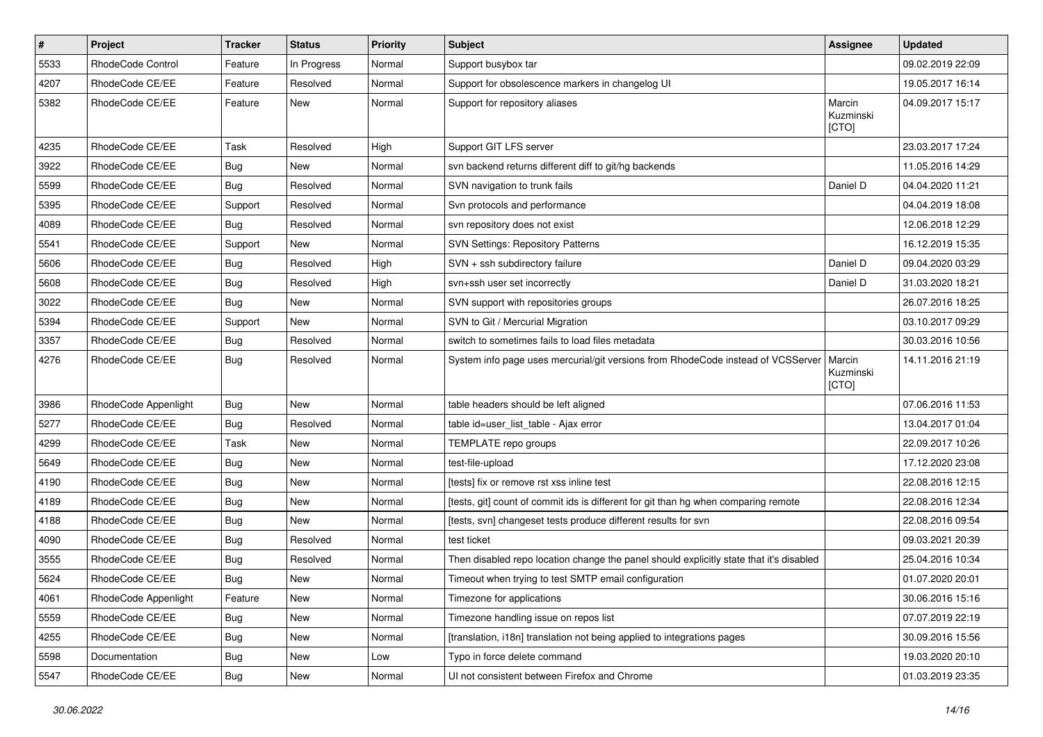| # | Project | Tracker | Status | Priority | Subject | Assignee | Updated |
|---|---|---|---|---|---|---|---|
| 5533 | RhodeCode Control | Feature | In Progress | Normal | Support busybox tar | | 09.02.2019 22:09 |
| 4207 | RhodeCode CE/EE | Feature | Resolved | Normal | Support for obsolescence markers in changelog UI | | 19.05.2017 16:14 |
| 5382 | RhodeCode CE/EE | Feature | New | Normal | Support for repository aliases | Marcin Kuzminski [CTO] | 04.09.2017 15:17 |
| 4235 | RhodeCode CE/EE | Task | Resolved | High | Support GIT LFS server | | 23.03.2017 17:24 |
| 3922 | RhodeCode CE/EE | Bug | New | Normal | svn backend returns different diff to git/hg backends | | 11.05.2016 14:29 |
| 5599 | RhodeCode CE/EE | Bug | Resolved | Normal | SVN navigation to trunk fails | Daniel D | 04.04.2020 11:21 |
| 5395 | RhodeCode CE/EE | Support | Resolved | Normal | Svn protocols and performance | | 04.04.2019 18:08 |
| 4089 | RhodeCode CE/EE | Bug | Resolved | Normal | svn repository does not exist | | 12.06.2018 12:29 |
| 5541 | RhodeCode CE/EE | Support | New | Normal | SVN Settings: Repository Patterns | | 16.12.2019 15:35 |
| 5606 | RhodeCode CE/EE | Bug | Resolved | High | SVN + ssh subdirectory failure | Daniel D | 09.04.2020 03:29 |
| 5608 | RhodeCode CE/EE | Bug | Resolved | High | svn+ssh user set incorrectly | Daniel D | 31.03.2020 18:21 |
| 3022 | RhodeCode CE/EE | Bug | New | Normal | SVN support with repositories groups | | 26.07.2016 18:25 |
| 5394 | RhodeCode CE/EE | Support | New | Normal | SVN to Git / Mercurial Migration | | 03.10.2017 09:29 |
| 3357 | RhodeCode CE/EE | Bug | Resolved | Normal | switch to sometimes fails to load files metadata | | 30.03.2016 10:56 |
| 4276 | RhodeCode CE/EE | Bug | Resolved | Normal | System info page uses mercurial/git versions from RhodeCode instead of VCSServer | Marcin Kuzminski [CTO] | 14.11.2016 21:19 |
| 3986 | RhodeCode Appenlight | Bug | New | Normal | table headers should be left aligned | | 07.06.2016 11:53 |
| 5277 | RhodeCode CE/EE | Bug | Resolved | Normal | table id=user_list_table - Ajax error | | 13.04.2017 01:04 |
| 4299 | RhodeCode CE/EE | Task | New | Normal | TEMPLATE repo groups | | 22.09.2017 10:26 |
| 5649 | RhodeCode CE/EE | Bug | New | Normal | test-file-upload | | 17.12.2020 23:08 |
| 4190 | RhodeCode CE/EE | Bug | New | Normal | [tests] fix or remove rst xss inline test | | 22.08.2016 12:15 |
| 4189 | RhodeCode CE/EE | Bug | New | Normal | [tests, git] count of commit ids is different for git than hg when comparing remote | | 22.08.2016 12:34 |
| 4188 | RhodeCode CE/EE | Bug | New | Normal | [tests, svn] changeset tests produce different results for svn | | 22.08.2016 09:54 |
| 4090 | RhodeCode CE/EE | Bug | Resolved | Normal | test ticket | | 09.03.2021 20:39 |
| 3555 | RhodeCode CE/EE | Bug | Resolved | Normal | Then disabled repo location change the panel should explicitly state that it's disabled | | 25.04.2016 10:34 |
| 5624 | RhodeCode CE/EE | Bug | New | Normal | Timeout when trying to test SMTP email configuration | | 01.07.2020 20:01 |
| 4061 | RhodeCode Appenlight | Feature | New | Normal | Timezone for applications | | 30.06.2016 15:16 |
| 5559 | RhodeCode CE/EE | Bug | New | Normal | Timezone handling issue on repos list | | 07.07.2019 22:19 |
| 4255 | RhodeCode CE/EE | Bug | New | Normal | [translation, i18n] translation not being applied to integrations pages | | 30.09.2016 15:56 |
| 5598 | Documentation | Bug | New | Low | Typo in force delete command | | 19.03.2020 20:10 |
| 5547 | RhodeCode CE/EE | Bug | New | Normal | UI not consistent between Firefox and Chrome | | 01.03.2019 23:35 |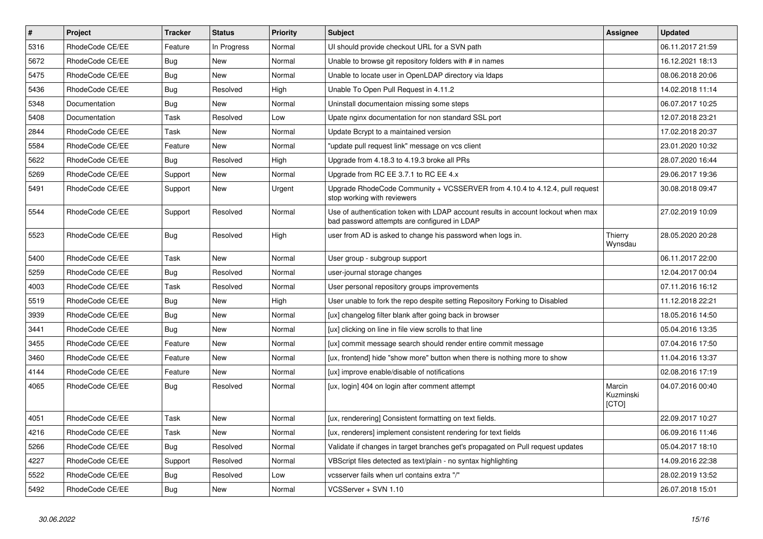| # | Project | Tracker | Status | Priority | Subject | Assignee | Updated |
|---|---|---|---|---|---|---|---|
| 5316 | RhodeCode CE/EE | Feature | In Progress | Normal | UI should provide checkout URL for a SVN path | | 06.11.2017 21:59 |
| 5672 | RhodeCode CE/EE | Bug | New | Normal | Unable to browse git repository folders with # in names | | 16.12.2021 18:13 |
| 5475 | RhodeCode CE/EE | Bug | New | Normal | Unable to locate user in OpenLDAP directory via ldaps | | 08.06.2018 20:06 |
| 5436 | RhodeCode CE/EE | Bug | Resolved | High | Unable To Open Pull Request in 4.11.2 | | 14.02.2018 11:14 |
| 5348 | Documentation | Bug | New | Normal | Uninstall documentaion missing some steps | | 06.07.2017 10:25 |
| 5408 | Documentation | Task | Resolved | Low | Upate nginx documentation for non standard SSL port | | 12.07.2018 23:21 |
| 2844 | RhodeCode CE/EE | Task | New | Normal | Update Bcrypt to a maintained version | | 17.02.2018 20:37 |
| 5584 | RhodeCode CE/EE | Feature | New | Normal | "update pull request link" message on vcs client | | 23.01.2020 10:32 |
| 5622 | RhodeCode CE/EE | Bug | Resolved | High | Upgrade from 4.18.3 to 4.19.3 broke all PRs | | 28.07.2020 16:44 |
| 5269 | RhodeCode CE/EE | Support | New | Normal | Upgrade from RC EE 3.7.1 to RC EE 4.x | | 29.06.2017 19:36 |
| 5491 | RhodeCode CE/EE | Support | New | Urgent | Upgrade RhodeCode Community + VCSSERVER from 4.10.4 to 4.12.4, pull request stop working with reviewers | | 30.08.2018 09:47 |
| 5544 | RhodeCode CE/EE | Support | Resolved | Normal | Use of authentication token with LDAP account results in account lockout when max bad password attempts are configured in LDAP | | 27.02.2019 10:09 |
| 5523 | RhodeCode CE/EE | Bug | Resolved | High | user from AD is asked to change his password when logs in. | Thierry Wynsdau | 28.05.2020 20:28 |
| 5400 | RhodeCode CE/EE | Task | New | Normal | User group - subgroup support | | 06.11.2017 22:00 |
| 5259 | RhodeCode CE/EE | Bug | Resolved | Normal | user-journal storage changes | | 12.04.2017 00:04 |
| 4003 | RhodeCode CE/EE | Task | Resolved | Normal | User personal repository groups improvements | | 07.11.2016 16:12 |
| 5519 | RhodeCode CE/EE | Bug | New | High | User unable to fork the repo despite setting Repository Forking to Disabled | | 11.12.2018 22:21 |
| 3939 | RhodeCode CE/EE | Bug | New | Normal | [ux] changelog filter blank after going back in browser | | 18.05.2016 14:50 |
| 3441 | RhodeCode CE/EE | Bug | New | Normal | [ux] clicking on line in file view scrolls to that line | | 05.04.2016 13:35 |
| 3455 | RhodeCode CE/EE | Feature | New | Normal | [ux] commit message search should render entire commit message | | 07.04.2016 17:50 |
| 3460 | RhodeCode CE/EE | Feature | New | Normal | [ux, frontend] hide "show more" button when there is nothing more to show | | 11.04.2016 13:37 |
| 4144 | RhodeCode CE/EE | Feature | New | Normal | [ux] improve enable/disable of notifications | | 02.08.2016 17:19 |
| 4065 | RhodeCode CE/EE | Bug | Resolved | Normal | [ux, login] 404 on login after comment attempt | Marcin Kuzminski [CTO] | 04.07.2016 00:40 |
| 4051 | RhodeCode CE/EE | Task | New | Normal | [ux, renderering] Consistent formatting on text fields. | | 22.09.2017 10:27 |
| 4216 | RhodeCode CE/EE | Task | New | Normal | [ux, renderers] implement consistent rendering for text fields | | 06.09.2016 11:46 |
| 5266 | RhodeCode CE/EE | Bug | Resolved | Normal | Validate if changes in target branches get's propagated on Pull request updates | | 05.04.2017 18:10 |
| 4227 | RhodeCode CE/EE | Support | Resolved | Normal | VBScript files detected as text/plain - no syntax highlighting | | 14.09.2016 22:38 |
| 5522 | RhodeCode CE/EE | Bug | Resolved | Low | vcsserver fails when url contains extra "/" | | 28.02.2019 13:52 |
| 5492 | RhodeCode CE/EE | Bug | New | Normal | VCSServer + SVN 1.10 | | 26.07.2018 15:01 |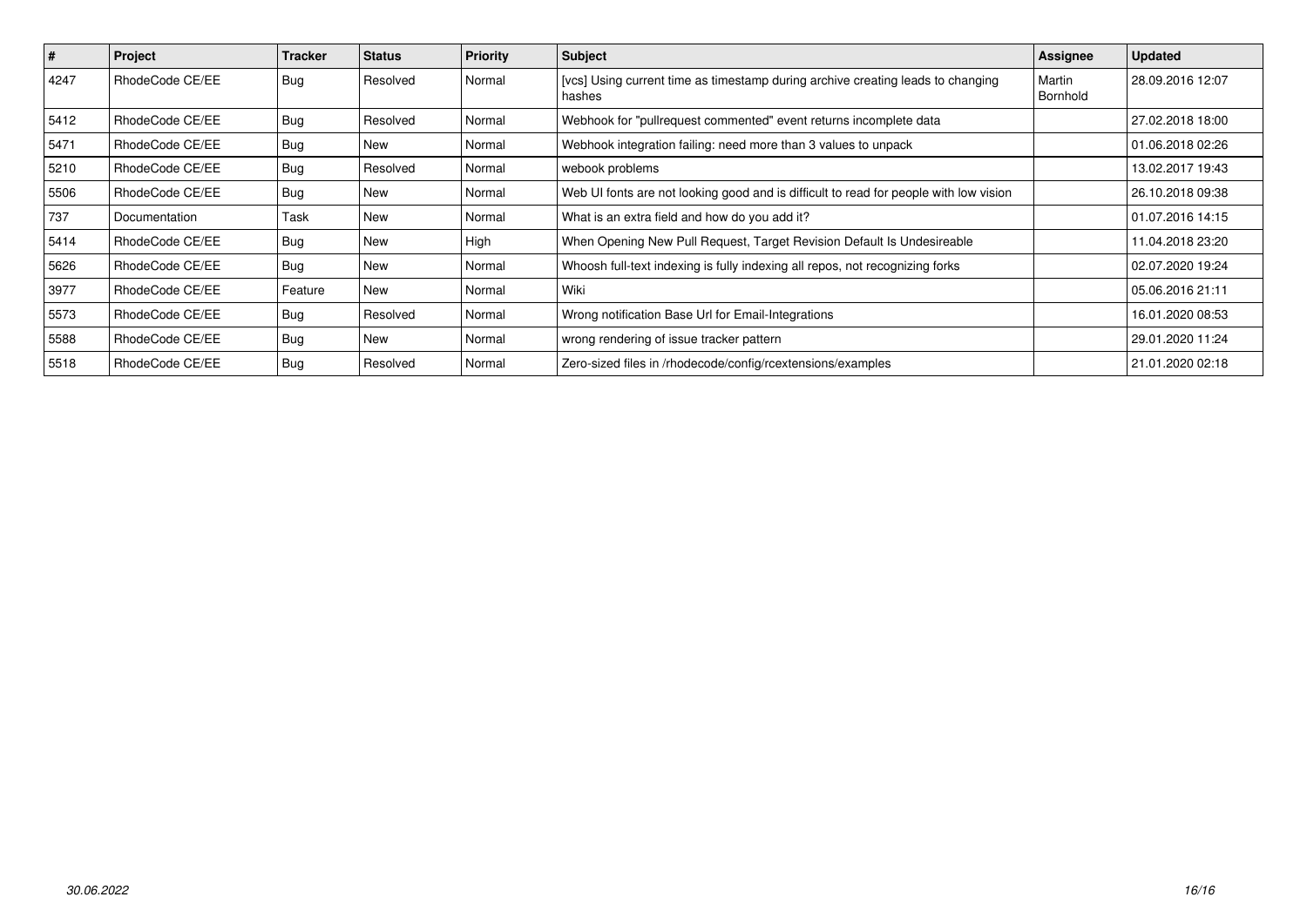| # | Project | Tracker | Status | Priority | Subject | Assignee | Updated |
|---|---|---|---|---|---|---|---|
| 4247 | RhodeCode CE/EE | Bug | Resolved | Normal | [vcs] Using current time as timestamp during archive creating leads to changing hashes | Martin Bornhold | 28.09.2016 12:07 |
| 5412 | RhodeCode CE/EE | Bug | Resolved | Normal | Webhook for "pullrequest commented" event returns incomplete data | | 27.02.2018 18:00 |
| 5471 | RhodeCode CE/EE | Bug | New | Normal | Webhook integration failing: need more than 3 values to unpack | | 01.06.2018 02:26 |
| 5210 | RhodeCode CE/EE | Bug | Resolved | Normal | webook problems | | 13.02.2017 19:43 |
| 5506 | RhodeCode CE/EE | Bug | New | Normal | Web UI fonts are not looking good and is difficult to read for people with low vision | | 26.10.2018 09:38 |
| 737 | Documentation | Task | New | Normal | What is an extra field and how do you add it? | | 01.07.2016 14:15 |
| 5414 | RhodeCode CE/EE | Bug | New | High | When Opening New Pull Request, Target Revision Default Is Undesireable | | 11.04.2018 23:20 |
| 5626 | RhodeCode CE/EE | Bug | New | Normal | Whoosh full-text indexing is fully indexing all repos, not recognizing forks | | 02.07.2020 19:24 |
| 3977 | RhodeCode CE/EE | Feature | New | Normal | Wiki | | 05.06.2016 21:11 |
| 5573 | RhodeCode CE/EE | Bug | Resolved | Normal | Wrong notification Base Url for Email-Integrations | | 16.01.2020 08:53 |
| 5588 | RhodeCode CE/EE | Bug | New | Normal | wrong rendering of issue tracker pattern | | 29.01.2020 11:24 |
| 5518 | RhodeCode CE/EE | Bug | Resolved | Normal | Zero-sized files in /rhodecode/config/rcextensions/examples | | 21.01.2020 02:18 |